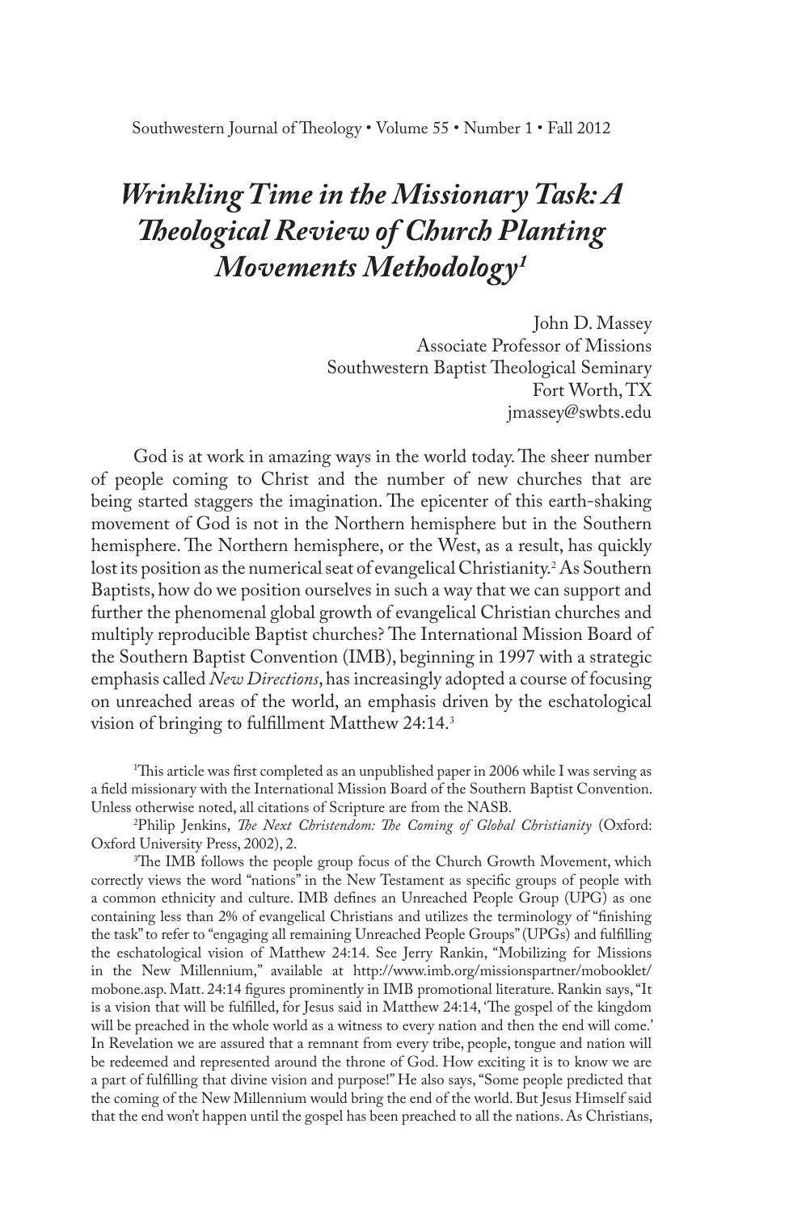# *Wrinkling Time in the Missionary Task: A Theological Review of Church Planting Movements Methodology*[1]

John D. Massey
Associate Professor of Missions
Southwestern Baptist Theological Seminary
Fort Worth, TX
jmassey@swbts.edu

God is at work in amazing ways in the world today. The sheer number of people coming to Christ and the number of new churches that are being started staggers the imagination. The epicenter of this earth-shaking movement of God is not in the Northern hemisphere but in the Southern hemisphere. The Northern hemisphere, or the West, as a result, has quickly lost its position as the numerical seat of evangelical Christianity.[2] As Southern Baptists, how do we position ourselves in such a way that we can support and further the phenomenal global growth of evangelical Christian churches and multiply reproducible Baptist churches? The International Mission Board of the Southern Baptist Convention (IMB), beginning in 1997 with a strategic emphasis called *New Directions*, has increasingly adopted a course of focusing on unreached areas of the world, an emphasis driven by the eschatological vision of bringing to fulfillment Matthew 24:14.[3]

[1]This article was first completed as an unpublished paper in 2006 while I was serving as a field missionary with the International Mission Board of the Southern Baptist Convention. Unless otherwise noted, all citations of Scripture are from the NASB.

[2]Philip Jenkins, *The Next Christendom: The Coming of Global Christianity* (Oxford: Oxford University Press, 2002), 2.

[3]The IMB follows the people group focus of the Church Growth Movement, which correctly views the word "nations" in the New Testament as specific groups of people with a common ethnicity and culture. IMB defines an Unreached People Group (UPG) as one containing less than 2% of evangelical Christians and utilizes the terminology of "finishing the task" to refer to "engaging all remaining Unreached People Groups" (UPGs) and fulfilling the eschatological vision of Matthew 24:14. See Jerry Rankin, "Mobilizing for Missions in the New Millennium," available at http://www.imb.org/missionspartner/mobooklet/mobone.asp. Matt. 24:14 figures prominently in IMB promotional literature. Rankin says, "It is a vision that will be fulfilled, for Jesus said in Matthew 24:14, 'The gospel of the kingdom will be preached in the whole world as a witness to every nation and then the end will come.' In Revelation we are assured that a remnant from every tribe, people, tongue and nation will be redeemed and represented around the throne of God. How exciting it is to know we are a part of fulfilling that divine vision and purpose!" He also says, "Some people predicted that the coming of the New Millennium would bring the end of the world. But Jesus Himself said that the end won't happen until the gospel has been preached to all the nations. As Christians,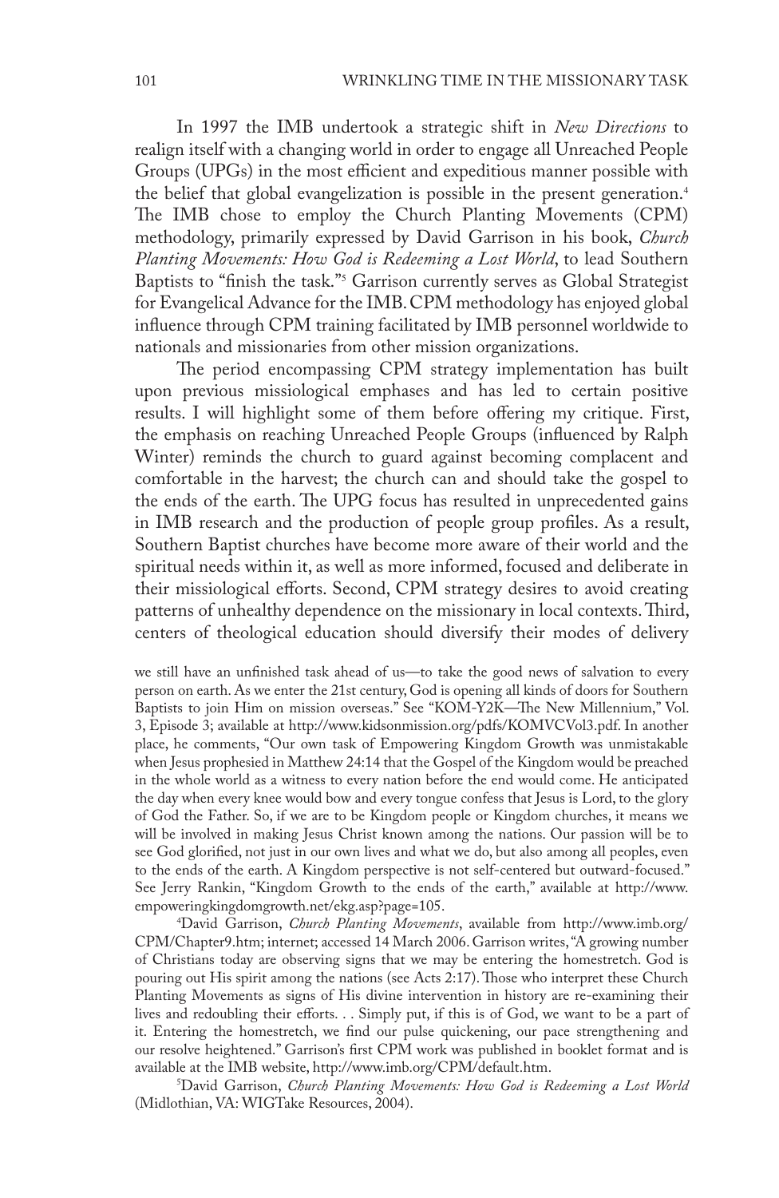In 1997 the IMB undertook a strategic shift in *New Directions* to realign itself with a changing world in order to engage all Unreached People Groups (UPGs) in the most efficient and expeditious manner possible with the belief that global evangelization is possible in the present generation.[4] The IMB chose to employ the Church Planting Movements (CPM) methodology, primarily expressed by David Garrison in his book, *Church Planting Movements: How God is Redeeming a Lost World*, to lead Southern Baptists to "finish the task."[5] Garrison currently serves as Global Strategist for Evangelical Advance for the IMB. CPM methodology has enjoyed global influence through CPM training facilitated by IMB personnel worldwide to nationals and missionaries from other mission organizations.

The period encompassing CPM strategy implementation has built upon previous missiological emphases and has led to certain positive results. I will highlight some of them before offering my critique. First, the emphasis on reaching Unreached People Groups (influenced by Ralph Winter) reminds the church to guard against becoming complacent and comfortable in the harvest; the church can and should take the gospel to the ends of the earth. The UPG focus has resulted in unprecedented gains in IMB research and the production of people group profiles. As a result, Southern Baptist churches have become more aware of their world and the spiritual needs within it, as well as more informed, focused and deliberate in their missiological efforts. Second, CPM strategy desires to avoid creating patterns of unhealthy dependence on the missionary in local contexts. Third, centers of theological education should diversify their modes of delivery

we still have an unfinished task ahead of us—to take the good news of salvation to every person on earth. As we enter the 21st century, God is opening all kinds of doors for Southern Baptists to join Him on mission overseas." See "KOM-Y2K—The New Millennium," Vol. 3, Episode 3; available at http://www.kidsonmission.org/pdfs/KOMVCVol3.pdf. In another place, he comments, "Our own task of Empowering Kingdom Growth was unmistakable when Jesus prophesied in Matthew 24:14 that the Gospel of the Kingdom would be preached in the whole world as a witness to every nation before the end would come. He anticipated the day when every knee would bow and every tongue confess that Jesus is Lord, to the glory of God the Father. So, if we are to be Kingdom people or Kingdom churches, it means we will be involved in making Jesus Christ known among the nations. Our passion will be to see God glorified, not just in our own lives and what we do, but also among all peoples, even to the ends of the earth. A Kingdom perspective is not self-centered but outward-focused." See Jerry Rankin, "Kingdom Growth to the ends of the earth," available at http://www.empoweringkingdomgrowth.net/ekg.asp?page=105.

[4]David Garrison, *Church Planting Movements*, available from http://www.imb.org/CPM/Chapter9.htm; internet; accessed 14 March 2006. Garrison writes, "A growing number of Christians today are observing signs that we may be entering the homestretch. God is pouring out His spirit among the nations (see Acts 2:17). Those who interpret these Church Planting Movements as signs of His divine intervention in history are re-examining their lives and redoubling their efforts. . . Simply put, if this is of God, we want to be a part of it. Entering the homestretch, we find our pulse quickening, our pace strengthening and our resolve heightened." Garrison's first CPM work was published in booklet format and is available at the IMB website, http://www.imb.org/CPM/default.htm.

[5]David Garrison, *Church Planting Movements: How God is Redeeming a Lost World* (Midlothian, VA: WIGTake Resources, 2004).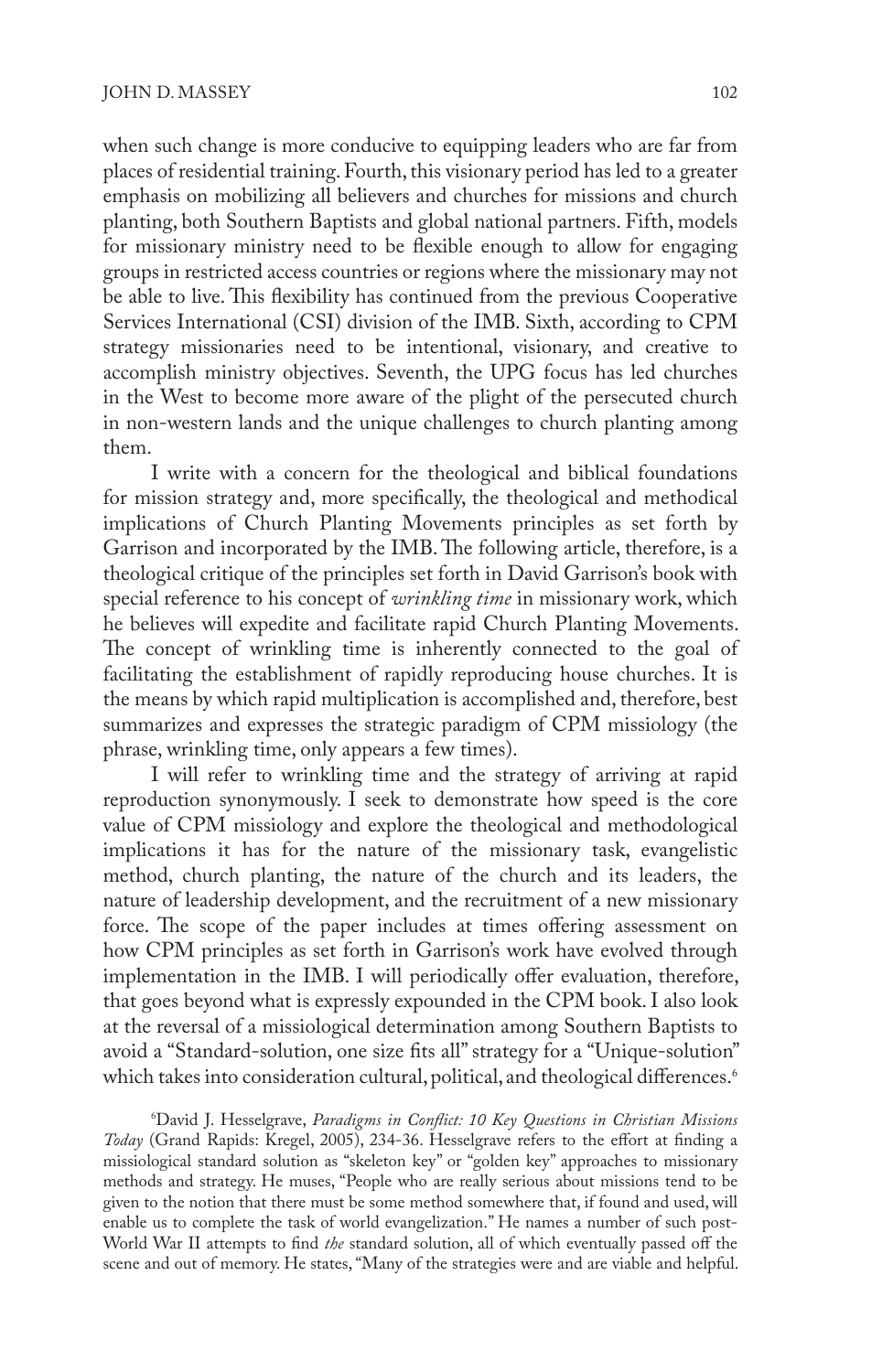when such change is more conducive to equipping leaders who are far from places of residential training. Fourth, this visionary period has led to a greater emphasis on mobilizing all believers and churches for missions and church planting, both Southern Baptists and global national partners. Fifth, models for missionary ministry need to be flexible enough to allow for engaging groups in restricted access countries or regions where the missionary may not be able to live. This flexibility has continued from the previous Cooperative Services International (CSI) division of the IMB. Sixth, according to CPM strategy missionaries need to be intentional, visionary, and creative to accomplish ministry objectives. Seventh, the UPG focus has led churches in the West to become more aware of the plight of the persecuted church in non-western lands and the unique challenges to church planting among them.

I write with a concern for the theological and biblical foundations for mission strategy and, more specifically, the theological and methodical implications of Church Planting Movements principles as set forth by Garrison and incorporated by the IMB. The following article, therefore, is a theological critique of the principles set forth in David Garrison's book with special reference to his concept of *wrinkling time* in missionary work, which he believes will expedite and facilitate rapid Church Planting Movements. The concept of wrinkling time is inherently connected to the goal of facilitating the establishment of rapidly reproducing house churches. It is the means by which rapid multiplication is accomplished and, therefore, best summarizes and expresses the strategic paradigm of CPM missiology (the phrase, wrinkling time, only appears a few times).

I will refer to wrinkling time and the strategy of arriving at rapid reproduction synonymously. I seek to demonstrate how speed is the core value of CPM missiology and explore the theological and methodological implications it has for the nature of the missionary task, evangelistic method, church planting, the nature of the church and its leaders, the nature of leadership development, and the recruitment of a new missionary force. The scope of the paper includes at times offering assessment on how CPM principles as set forth in Garrison's work have evolved through implementation in the IMB. I will periodically offer evaluation, therefore, that goes beyond what is expressly expounded in the CPM book. I also look at the reversal of a missiological determination among Southern Baptists to avoid a "Standard-solution, one size fits all" strategy for a "Unique-solution" which takes into consideration cultural, political, and theological differences.[6]

[6]David J. Hesselgrave, *Paradigms in Conflict: 10 Key Questions in Christian Missions Today* (Grand Rapids: Kregel, 2005), 234-36. Hesselgrave refers to the effort at finding a missiological standard solution as "skeleton key" or "golden key" approaches to missionary methods and strategy. He muses, "People who are really serious about missions tend to be given to the notion that there must be some method somewhere that, if found and used, will enable us to complete the task of world evangelization." He names a number of such post-World War II attempts to find *the* standard solution, all of which eventually passed off the scene and out of memory. He states, "Many of the strategies were and are viable and helpful.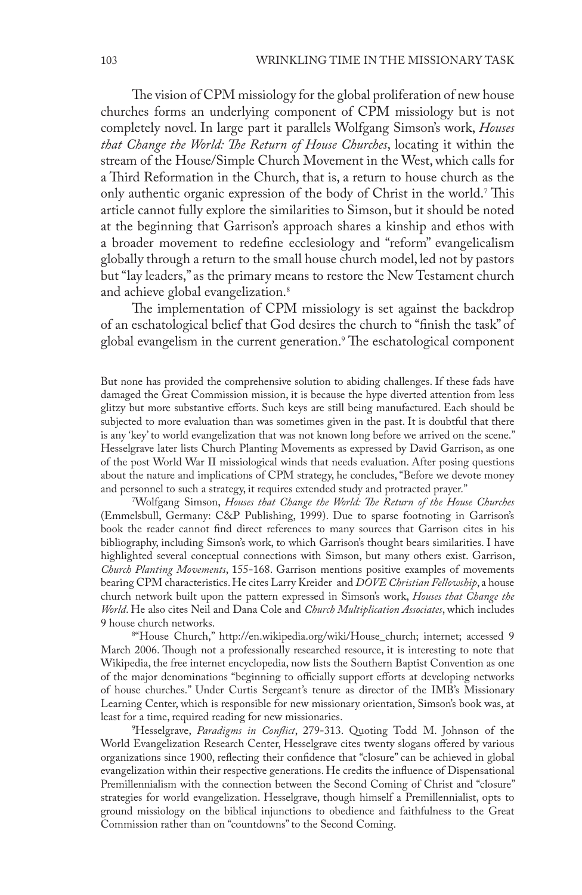The vision of CPM missiology for the global proliferation of new house churches forms an underlying component of CPM missiology but is not completely novel. In large part it parallels Wolfgang Simson's work, *Houses that Change the World: The Return of House Churches*, locating it within the stream of the House/Simple Church Movement in the West, which calls for a Third Reformation in the Church, that is, a return to house church as the only authentic organic expression of the body of Christ in the world.[7] This article cannot fully explore the similarities to Simson, but it should be noted at the beginning that Garrison's approach shares a kinship and ethos with a broader movement to redefine ecclesiology and "reform" evangelicalism globally through a return to the small house church model, led not by pastors but "lay leaders," as the primary means to restore the New Testament church and achieve global evangelization.[8]

The implementation of CPM missiology is set against the backdrop of an eschatological belief that God desires the church to "finish the task" of global evangelism in the current generation.[9] The eschatological component

But none has provided the comprehensive solution to abiding challenges. If these fads have damaged the Great Commission mission, it is because the hype diverted attention from less glitzy but more substantive efforts. Such keys are still being manufactured. Each should be subjected to more evaluation than was sometimes given in the past. It is doubtful that there is any 'key' to world evangelization that was not known long before we arrived on the scene." Hesselgrave later lists Church Planting Movements as expressed by David Garrison, as one of the post World War II missiological winds that needs evaluation. After posing questions about the nature and implications of CPM strategy, he concludes, "Before we devote money and personnel to such a strategy, it requires extended study and protracted prayer."

[7] Wolfgang Simson, *Houses that Change the World: The Return of the House Churches* (Emmelsbull, Germany: C&P Publishing, 1999). Due to sparse footnoting in Garrison's book the reader cannot find direct references to many sources that Garrison cites in his bibliography, including Simson's work, to which Garrison's thought bears similarities. I have highlighted several conceptual connections with Simson, but many others exist. Garrison, *Church Planting Movements*, 155-168. Garrison mentions positive examples of movements bearing CPM characteristics. He cites Larry Kreider and *DOVE Christian Fellowship*, a house church network built upon the pattern expressed in Simson's work, *Houses that Change the World*. He also cites Neil and Dana Cole and *Church Multiplication Associates*, which includes 9 house church networks.

[8] "House Church," http://en.wikipedia.org/wiki/House_church; internet; accessed 9 March 2006. Though not a professionally researched resource, it is interesting to note that Wikipedia, the free internet encyclopedia, now lists the Southern Baptist Convention as one of the major denominations "beginning to officially support efforts at developing networks of house churches." Under Curtis Sergeant's tenure as director of the IMB's Missionary Learning Center, which is responsible for new missionary orientation, Simson's book was, at least for a time, required reading for new missionaries.

[9] Hesselgrave, *Paradigms in Conflict*, 279-313. Quoting Todd M. Johnson of the World Evangelization Research Center, Hesselgrave cites twenty slogans offered by various organizations since 1900, reflecting their confidence that "closure" can be achieved in global evangelization within their respective generations. He credits the influence of Dispensational Premillennialism with the connection between the Second Coming of Christ and "closure" strategies for world evangelization. Hesselgrave, though himself a Premillennialist, opts to ground missiology on the biblical injunctions to obedience and faithfulness to the Great Commission rather than on "countdowns" to the Second Coming.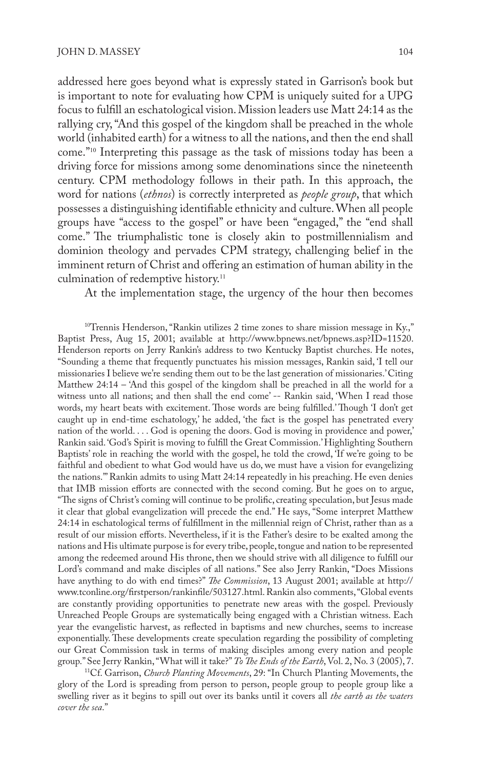addressed here goes beyond what is expressly stated in Garrison's book but is important to note for evaluating how CPM is uniquely suited for a UPG focus to fulfill an eschatological vision. Mission leaders use Matt 24:14 as the rallying cry, "And this gospel of the kingdom shall be preached in the whole world (inhabited earth) for a witness to all the nations, and then the end shall come."[10] Interpreting this passage as the task of missions today has been a driving force for missions among some denominations since the nineteenth century. CPM methodology follows in their path. In this approach, the word for nations (*ethnos*) is correctly interpreted as *people group*, that which possesses a distinguishing identifiable ethnicity and culture. When all people groups have "access to the gospel" or have been "engaged," the "end shall come." The triumphalistic tone is closely akin to postmillennialism and dominion theology and pervades CPM strategy, challenging belief in the imminent return of Christ and offering an estimation of human ability in the culmination of redemptive history.[11]

At the implementation stage, the urgency of the hour then becomes

[10]Trennis Henderson, "Rankin utilizes 2 time zones to share mission message in Ky.," Baptist Press, Aug 15, 2001; available at http://www.bpnews.net/bpnews.asp?ID=11520. Henderson reports on Jerry Rankin's address to two Kentucky Baptist churches. He notes, "Sounding a theme that frequently punctuates his mission messages, Rankin said, 'I tell our missionaries I believe we're sending them out to be the last generation of missionaries.' Citing Matthew 24:14 – 'And this gospel of the kingdom shall be preached in all the world for a witness unto all nations; and then shall the end come' -- Rankin said, 'When I read those words, my heart beats with excitement. Those words are being fulfilled.' Though 'I don't get caught up in end-time eschatology,' he added, 'the fact is the gospel has penetrated every nation of the world. . . . God is opening the doors. God is moving in providence and power,' Rankin said. 'God's Spirit is moving to fulfill the Great Commission.' Highlighting Southern Baptists' role in reaching the world with the gospel, he told the crowd, 'If we're going to be faithful and obedient to what God would have us do, we must have a vision for evangelizing the nations.'" Rankin admits to using Matt 24:14 repeatedly in his preaching. He even denies that IMB mission efforts are connected with the second coming. But he goes on to argue, "The signs of Christ's coming will continue to be prolific, creating speculation, but Jesus made it clear that global evangelization will precede the end." He says, "Some interpret Matthew 24:14 in eschatological terms of fulfillment in the millennial reign of Christ, rather than as a result of our mission efforts. Nevertheless, if it is the Father's desire to be exalted among the nations and His ultimate purpose is for every tribe, people, tongue and nation to be represented among the redeemed around His throne, then we should strive with all diligence to fulfill our Lord's command and make disciples of all nations." See also Jerry Rankin, "Does Missions have anything to do with end times?" *The Commission*, 13 August 2001; available at http://www.tconline.org/firstperson/rankinfile/503127.html. Rankin also comments, "Global events are constantly providing opportunities to penetrate new areas with the gospel. Previously Unreached People Groups are systematically being engaged with a Christian witness. Each year the evangelistic harvest, as reflected in baptisms and new churches, seems to increase exponentially. These developments create speculation regarding the possibility of completing our Great Commission task in terms of making disciples among every nation and people group." See Jerry Rankin, "What will it take?" *To The Ends of the Earth*, Vol. 2, No. 3 (2005), 7.

[11]Cf. Garrison, *Church Planting Movements*, 29: "In Church Planting Movements, the glory of the Lord is spreading from person to person, people group to people group like a swelling river as it begins to spill out over its banks until it covers all *the earth as the waters cover the sea*."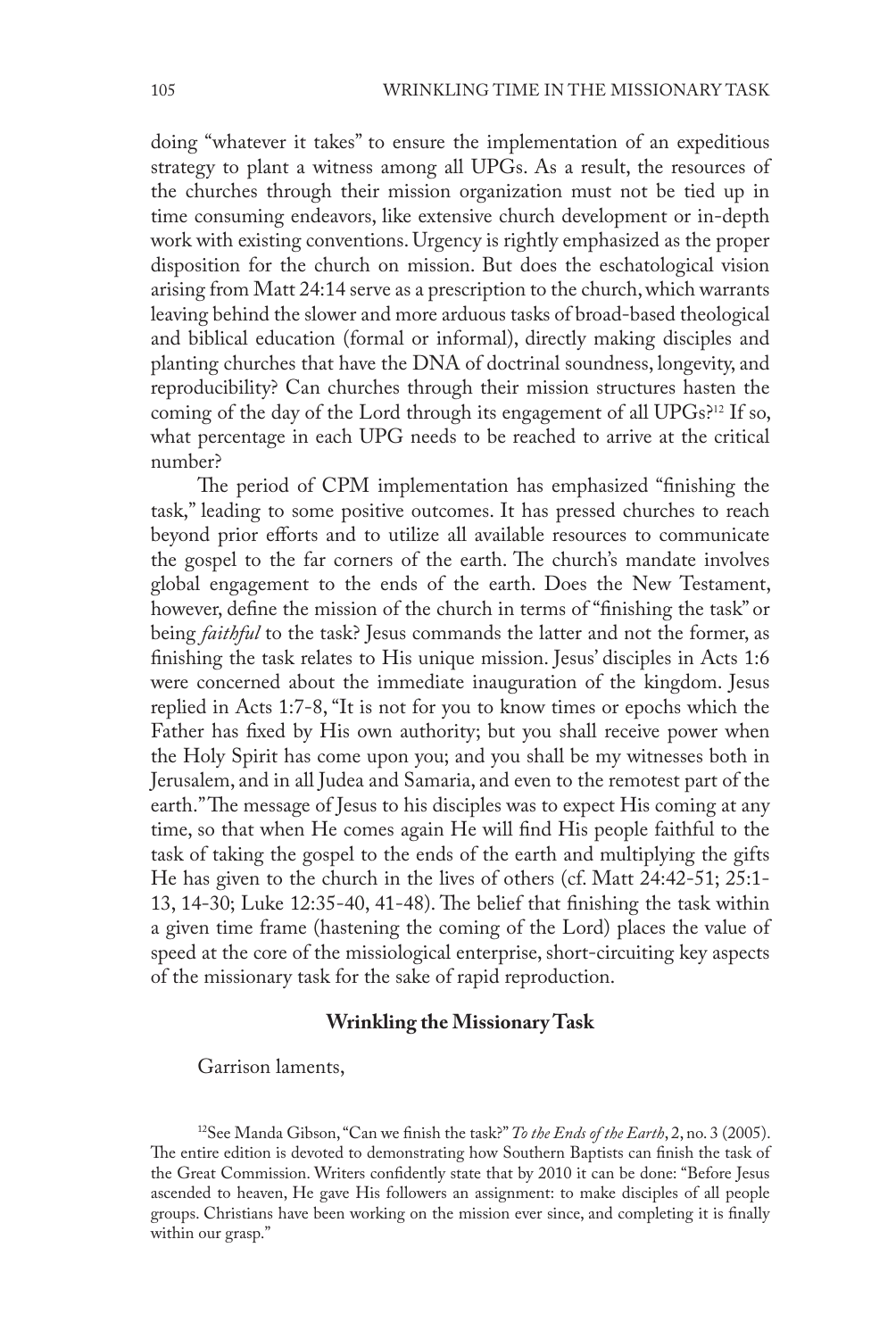doing "whatever it takes" to ensure the implementation of an expeditious strategy to plant a witness among all UPGs. As a result, the resources of the churches through their mission organization must not be tied up in time consuming endeavors, like extensive church development or in-depth work with existing conventions. Urgency is rightly emphasized as the proper disposition for the church on mission. But does the eschatological vision arising from Matt 24:14 serve as a prescription to the church, which warrants leaving behind the slower and more arduous tasks of broad-based theological and biblical education (formal or informal), directly making disciples and planting churches that have the DNA of doctrinal soundness, longevity, and reproducibility? Can churches through their mission structures hasten the coming of the day of the Lord through its engagement of all UPGs?[12] If so, what percentage in each UPG needs to be reached to arrive at the critical number?

The period of CPM implementation has emphasized "finishing the task," leading to some positive outcomes. It has pressed churches to reach beyond prior efforts and to utilize all available resources to communicate the gospel to the far corners of the earth. The church's mandate involves global engagement to the ends of the earth. Does the New Testament, however, define the mission of the church in terms of "finishing the task" or being *faithful* to the task? Jesus commands the latter and not the former, as finishing the task relates to His unique mission. Jesus' disciples in Acts 1:6 were concerned about the immediate inauguration of the kingdom. Jesus replied in Acts 1:7-8, "It is not for you to know times or epochs which the Father has fixed by His own authority; but you shall receive power when the Holy Spirit has come upon you; and you shall be my witnesses both in Jerusalem, and in all Judea and Samaria, and even to the remotest part of the earth." The message of Jesus to his disciples was to expect His coming at any time, so that when He comes again He will find His people faithful to the task of taking the gospel to the ends of the earth and multiplying the gifts He has given to the church in the lives of others (cf. Matt 24:42-51; 25:1-13, 14-30; Luke 12:35-40, 41-48). The belief that finishing the task within a given time frame (hastening the coming of the Lord) places the value of speed at the core of the missiological enterprise, short-circuiting key aspects of the missionary task for the sake of rapid reproduction.

## Wrinkling the Missionary Task

Garrison laments,

[12]See Manda Gibson, "Can we finish the task?" *To the Ends of the Earth*, 2, no. 3 (2005). The entire edition is devoted to demonstrating how Southern Baptists can finish the task of the Great Commission. Writers confidently state that by 2010 it can be done: "Before Jesus ascended to heaven, He gave His followers an assignment: to make disciples of all people groups. Christians have been working on the mission ever since, and completing it is finally within our grasp."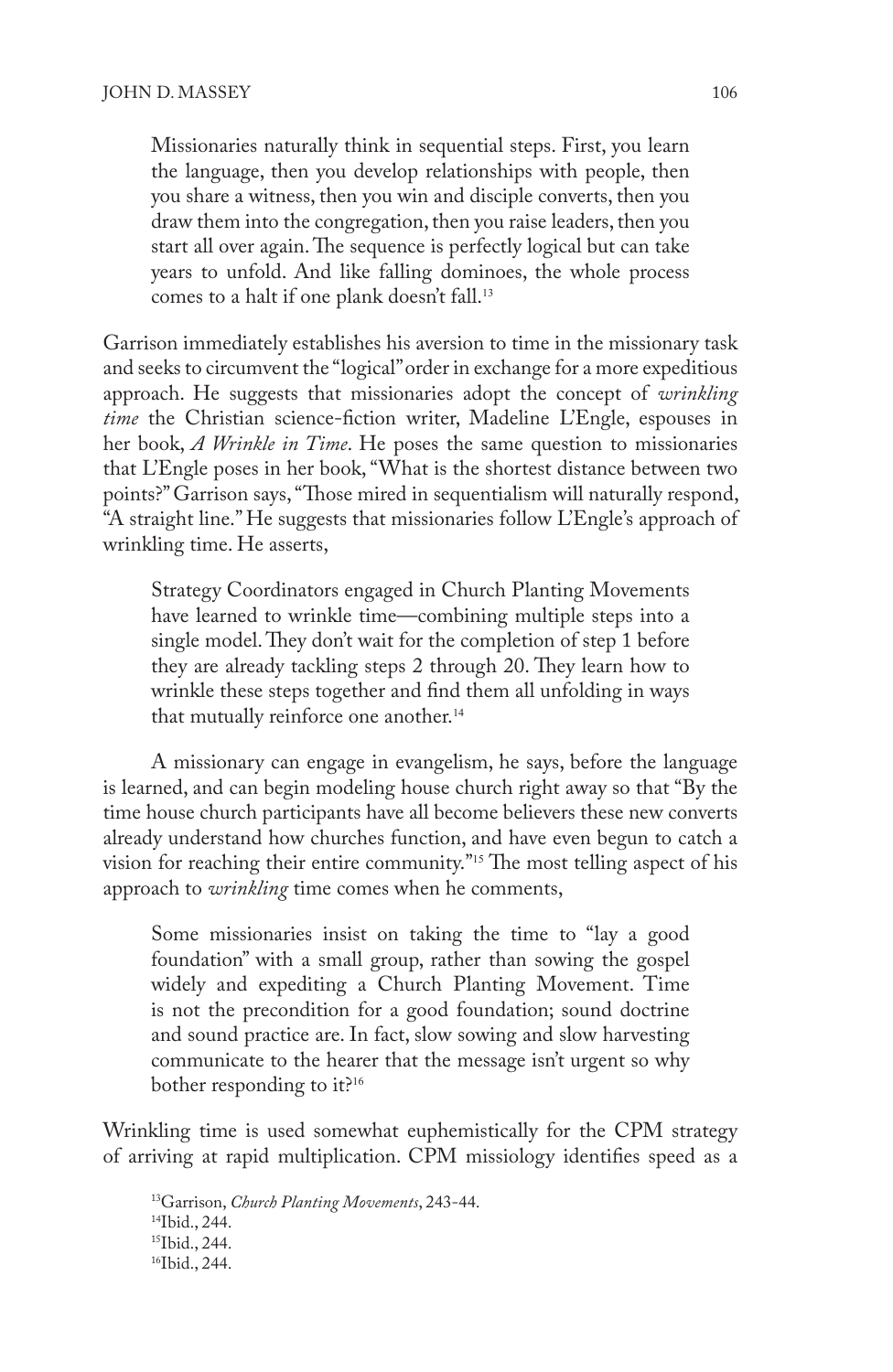> Missionaries naturally think in sequential steps. First, you learn the language, then you develop relationships with people, then you share a witness, then you win and disciple converts, then you draw them into the congregation, then you raise leaders, then you start all over again. The sequence is perfectly logical but can take years to unfold. And like falling dominoes, the whole process comes to a halt if one plank doesn't fall.[13]

Garrison immediately establishes his aversion to time in the missionary task and seeks to circumvent the "logical" order in exchange for a more expeditious approach. He suggests that missionaries adopt the concept of *wrinkling time* the Christian science-fiction writer, Madeline L'Engle, espouses in her book, *A Wrinkle in Time*. He poses the same question to missionaries that L'Engle poses in her book, "What is the shortest distance between two points?" Garrison says, "Those mired in sequentialism will naturally respond, "A straight line." He suggests that missionaries follow L'Engle's approach of wrinkling time. He asserts,

> Strategy Coordinators engaged in Church Planting Movements have learned to wrinkle time—combining multiple steps into a single model. They don't wait for the completion of step 1 before they are already tackling steps 2 through 20. They learn how to wrinkle these steps together and find them all unfolding in ways that mutually reinforce one another.[14]

A missionary can engage in evangelism, he says, before the language is learned, and can begin modeling house church right away so that "By the time house church participants have all become believers these new converts already understand how churches function, and have even begun to catch a vision for reaching their entire community."[15] The most telling aspect of his approach to *wrinkling* time comes when he comments,

> Some missionaries insist on taking the time to "lay a good foundation" with a small group, rather than sowing the gospel widely and expediting a Church Planting Movement. Time is not the precondition for a good foundation; sound doctrine and sound practice are. In fact, slow sowing and slow harvesting communicate to the hearer that the message isn't urgent so why bother responding to it?[16]

Wrinkling time is used somewhat euphemistically for the CPM strategy of arriving at rapid multiplication. CPM missiology identifies speed as a

[13] Garrison, *Church Planting Movements*, 243-44.

[14] Ibid., 244.

[15] Ibid., 244.

[16] Ibid., 244.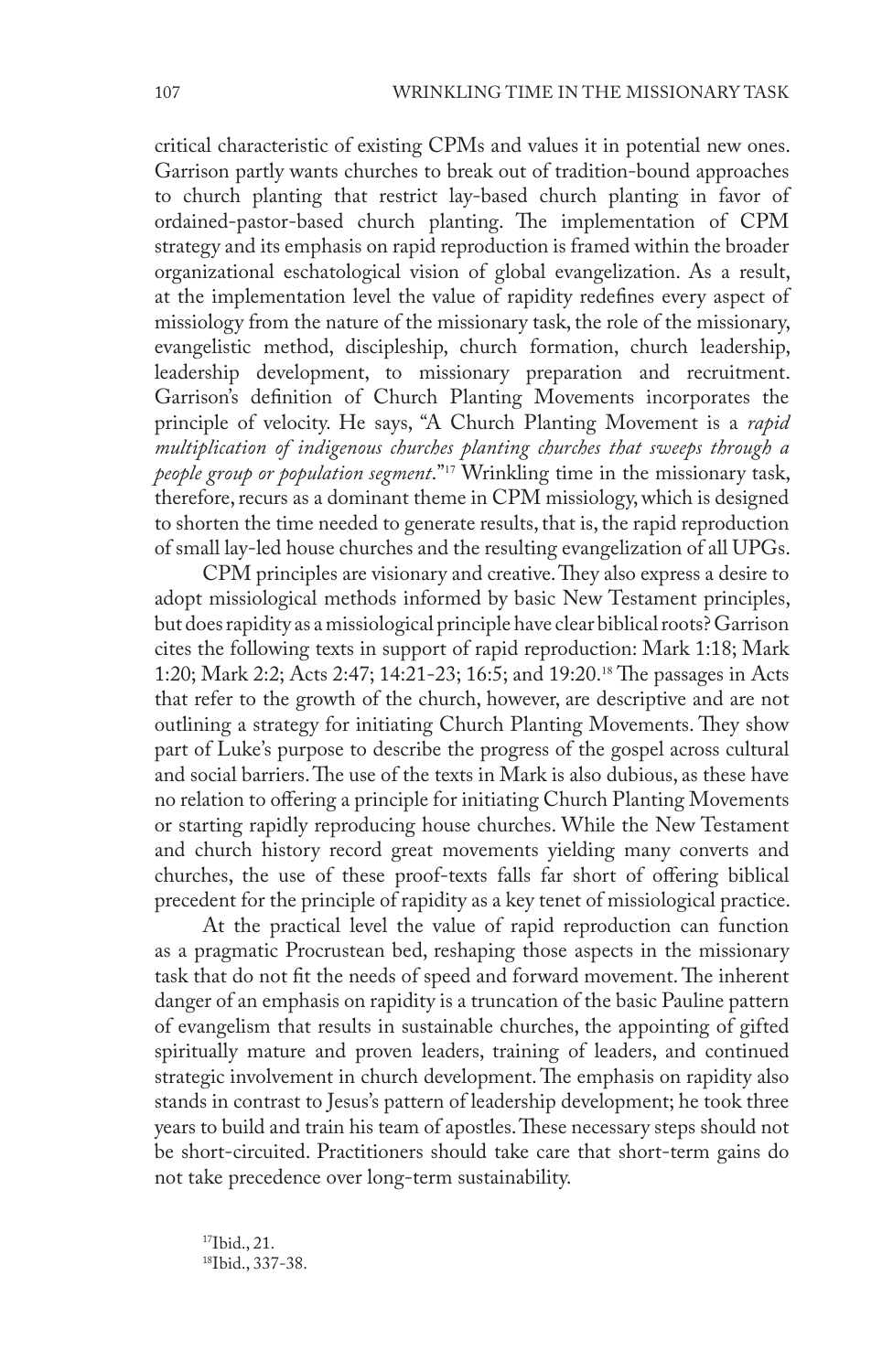critical characteristic of existing CPMs and values it in potential new ones. Garrison partly wants churches to break out of tradition-bound approaches to church planting that restrict lay-based church planting in favor of ordained-pastor-based church planting. The implementation of CPM strategy and its emphasis on rapid reproduction is framed within the broader organizational eschatological vision of global evangelization. As a result, at the implementation level the value of rapidity redefines every aspect of missiology from the nature of the missionary task, the role of the missionary, evangelistic method, discipleship, church formation, church leadership, leadership development, to missionary preparation and recruitment. Garrison's definition of Church Planting Movements incorporates the principle of velocity. He says, "A Church Planting Movement is a *rapid multiplication of indigenous churches planting churches that sweeps through a people group or population segment*."[17] Wrinkling time in the missionary task, therefore, recurs as a dominant theme in CPM missiology, which is designed to shorten the time needed to generate results, that is, the rapid reproduction of small lay-led house churches and the resulting evangelization of all UPGs.

CPM principles are visionary and creative. They also express a desire to adopt missiological methods informed by basic New Testament principles, but does rapidity as a missiological principle have clear biblical roots? Garrison cites the following texts in support of rapid reproduction: Mark 1:18; Mark 1:20; Mark 2:2; Acts 2:47; 14:21-23; 16:5; and 19:20.[18] The passages in Acts that refer to the growth of the church, however, are descriptive and are not outlining a strategy for initiating Church Planting Movements. They show part of Luke's purpose to describe the progress of the gospel across cultural and social barriers. The use of the texts in Mark is also dubious, as these have no relation to offering a principle for initiating Church Planting Movements or starting rapidly reproducing house churches. While the New Testament and church history record great movements yielding many converts and churches, the use of these proof-texts falls far short of offering biblical precedent for the principle of rapidity as a key tenet of missiological practice.

At the practical level the value of rapid reproduction can function as a pragmatic Procrustean bed, reshaping those aspects in the missionary task that do not fit the needs of speed and forward movement. The inherent danger of an emphasis on rapidity is a truncation of the basic Pauline pattern of evangelism that results in sustainable churches, the appointing of gifted spiritually mature and proven leaders, training of leaders, and continued strategic involvement in church development. The emphasis on rapidity also stands in contrast to Jesus's pattern of leadership development; he took three years to build and train his team of apostles. These necessary steps should not be short-circuited. Practitioners should take care that short-term gains do not take precedence over long-term sustainability.

[17] Ibid., 21.
[18] Ibid., 337-38.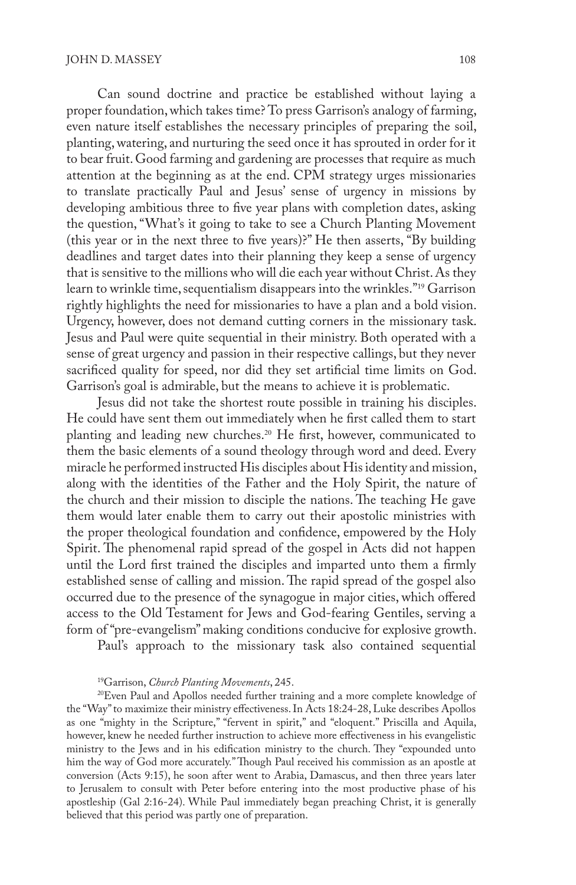Can sound doctrine and practice be established without laying a proper foundation, which takes time? To press Garrison's analogy of farming, even nature itself establishes the necessary principles of preparing the soil, planting, watering, and nurturing the seed once it has sprouted in order for it to bear fruit. Good farming and gardening are processes that require as much attention at the beginning as at the end. CPM strategy urges missionaries to translate practically Paul and Jesus' sense of urgency in missions by developing ambitious three to five year plans with completion dates, asking the question, "What's it going to take to see a Church Planting Movement (this year or in the next three to five years)?" He then asserts, "By building deadlines and target dates into their planning they keep a sense of urgency that is sensitive to the millions who will die each year without Christ. As they learn to wrinkle time, sequentialism disappears into the wrinkles."[19] Garrison rightly highlights the need for missionaries to have a plan and a bold vision. Urgency, however, does not demand cutting corners in the missionary task. Jesus and Paul were quite sequential in their ministry. Both operated with a sense of great urgency and passion in their respective callings, but they never sacrificed quality for speed, nor did they set artificial time limits on God. Garrison's goal is admirable, but the means to achieve it is problematic.

Jesus did not take the shortest route possible in training his disciples. He could have sent them out immediately when he first called them to start planting and leading new churches.[20] He first, however, communicated to them the basic elements of a sound theology through word and deed. Every miracle he performed instructed His disciples about His identity and mission, along with the identities of the Father and the Holy Spirit, the nature of the church and their mission to disciple the nations. The teaching He gave them would later enable them to carry out their apostolic ministries with the proper theological foundation and confidence, empowered by the Holy Spirit. The phenomenal rapid spread of the gospel in Acts did not happen until the Lord first trained the disciples and imparted unto them a firmly established sense of calling and mission. The rapid spread of the gospel also occurred due to the presence of the synagogue in major cities, which offered access to the Old Testament for Jews and God-fearing Gentiles, serving a form of "pre-evangelism" making conditions conducive for explosive growth.

Paul's approach to the missionary task also contained sequential

[19] Garrison, *Church Planting Movements*, 245.

[20] Even Paul and Apollos needed further training and a more complete knowledge of the "Way" to maximize their ministry effectiveness. In Acts 18:24-28, Luke describes Apollos as one "mighty in the Scripture," "fervent in spirit," and "eloquent." Priscilla and Aquila, however, knew he needed further instruction to achieve more effectiveness in his evangelistic ministry to the Jews and in his edification ministry to the church. They "expounded unto him the way of God more accurately." Though Paul received his commission as an apostle at conversion (Acts 9:15), he soon after went to Arabia, Damascus, and then three years later to Jerusalem to consult with Peter before entering into the most productive phase of his apostleship (Gal 2:16-24). While Paul immediately began preaching Christ, it is generally believed that this period was partly one of preparation.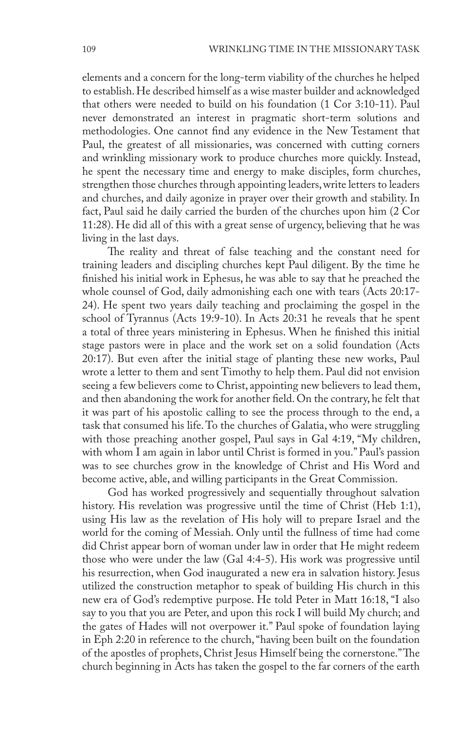elements and a concern for the long-term viability of the churches he helped to establish. He described himself as a wise master builder and acknowledged that others were needed to build on his foundation (1 Cor 3:10-11). Paul never demonstrated an interest in pragmatic short-term solutions and methodologies. One cannot find any evidence in the New Testament that Paul, the greatest of all missionaries, was concerned with cutting corners and wrinkling missionary work to produce churches more quickly. Instead, he spent the necessary time and energy to make disciples, form churches, strengthen those churches through appointing leaders, write letters to leaders and churches, and daily agonize in prayer over their growth and stability. In fact, Paul said he daily carried the burden of the churches upon him (2 Cor 11:28). He did all of this with a great sense of urgency, believing that he was living in the last days.

The reality and threat of false teaching and the constant need for training leaders and discipling churches kept Paul diligent. By the time he finished his initial work in Ephesus, he was able to say that he preached the whole counsel of God, daily admonishing each one with tears (Acts 20:17-24). He spent two years daily teaching and proclaiming the gospel in the school of Tyrannus (Acts 19:9-10). In Acts 20:31 he reveals that he spent a total of three years ministering in Ephesus. When he finished this initial stage pastors were in place and the work set on a solid foundation (Acts 20:17). But even after the initial stage of planting these new works, Paul wrote a letter to them and sent Timothy to help them. Paul did not envision seeing a few believers come to Christ, appointing new believers to lead them, and then abandoning the work for another field. On the contrary, he felt that it was part of his apostolic calling to see the process through to the end, a task that consumed his life. To the churches of Galatia, who were struggling with those preaching another gospel, Paul says in Gal 4:19, "My children, with whom I am again in labor until Christ is formed in you." Paul's passion was to see churches grow in the knowledge of Christ and His Word and become active, able, and willing participants in the Great Commission.

God has worked progressively and sequentially throughout salvation history. His revelation was progressive until the time of Christ (Heb 1:1), using His law as the revelation of His holy will to prepare Israel and the world for the coming of Messiah. Only until the fullness of time had come did Christ appear born of woman under law in order that He might redeem those who were under the law (Gal 4:4-5). His work was progressive until his resurrection, when God inaugurated a new era in salvation history. Jesus utilized the construction metaphor to speak of building His church in this new era of God's redemptive purpose. He told Peter in Matt 16:18, "I also say to you that you are Peter, and upon this rock I will build My church; and the gates of Hades will not overpower it." Paul spoke of foundation laying in Eph 2:20 in reference to the church, "having been built on the foundation of the apostles of prophets, Christ Jesus Himself being the cornerstone." The church beginning in Acts has taken the gospel to the far corners of the earth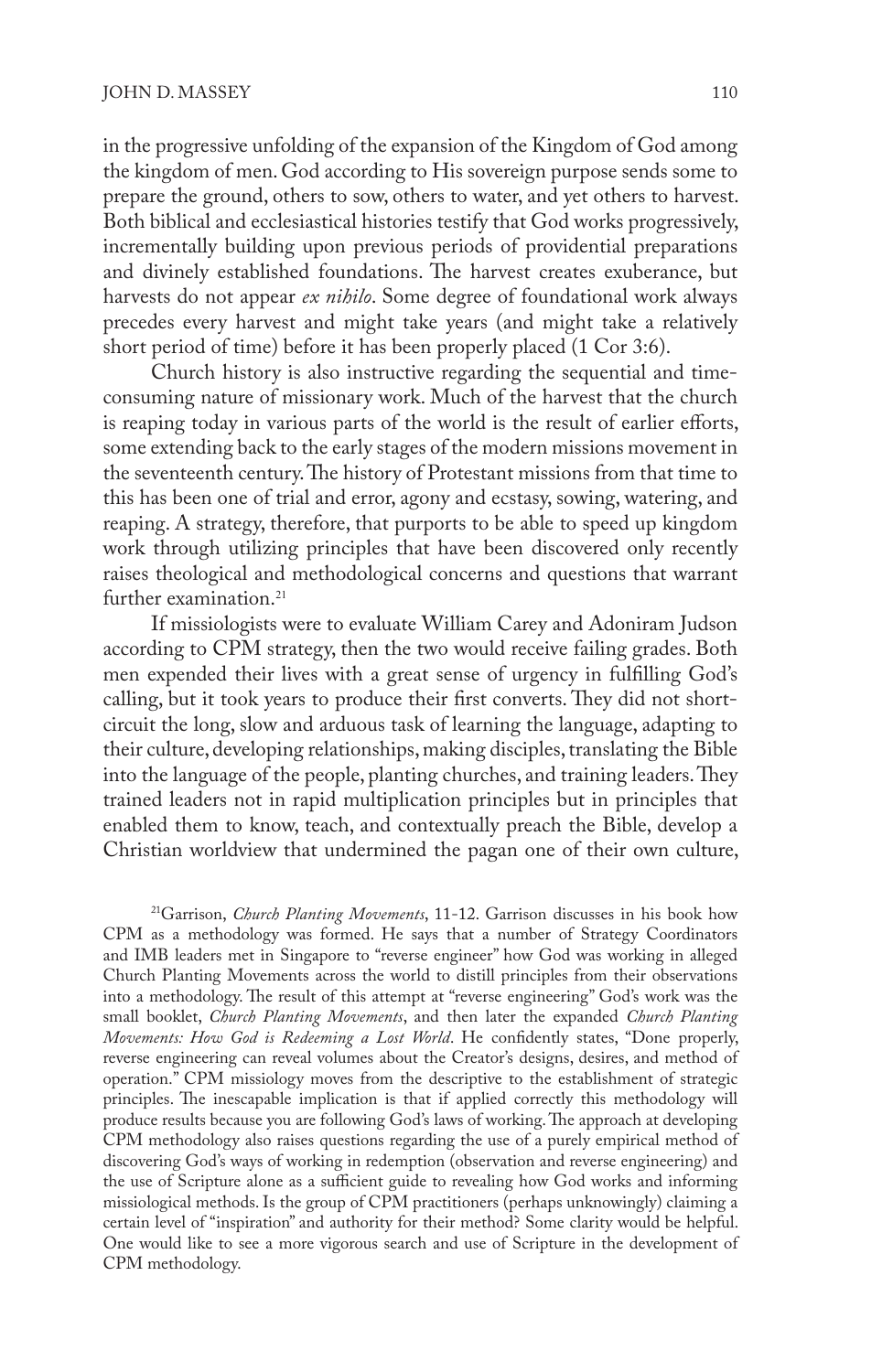in the progressive unfolding of the expansion of the Kingdom of God among the kingdom of men. God according to His sovereign purpose sends some to prepare the ground, others to sow, others to water, and yet others to harvest. Both biblical and ecclesiastical histories testify that God works progressively, incrementally building upon previous periods of providential preparations and divinely established foundations. The harvest creates exuberance, but harvests do not appear *ex nihilo*. Some degree of foundational work always precedes every harvest and might take years (and might take a relatively short period of time) before it has been properly placed (1 Cor 3:6).

Church history is also instructive regarding the sequential and time-consuming nature of missionary work. Much of the harvest that the church is reaping today in various parts of the world is the result of earlier efforts, some extending back to the early stages of the modern missions movement in the seventeenth century. The history of Protestant missions from that time to this has been one of trial and error, agony and ecstasy, sowing, watering, and reaping. A strategy, therefore, that purports to be able to speed up kingdom work through utilizing principles that have been discovered only recently raises theological and methodological concerns and questions that warrant further examination.[21]

If missiologists were to evaluate William Carey and Adoniram Judson according to CPM strategy, then the two would receive failing grades. Both men expended their lives with a great sense of urgency in fulfilling God's calling, but it took years to produce their first converts. They did not short-circuit the long, slow and arduous task of learning the language, adapting to their culture, developing relationships, making disciples, translating the Bible into the language of the people, planting churches, and training leaders. They trained leaders not in rapid multiplication principles but in principles that enabled them to know, teach, and contextually preach the Bible, develop a Christian worldview that undermined the pagan one of their own culture,

[21]Garrison, *Church Planting Movements*, 11-12. Garrison discusses in his book how CPM as a methodology was formed. He says that a number of Strategy Coordinators and IMB leaders met in Singapore to "reverse engineer" how God was working in alleged Church Planting Movements across the world to distill principles from their observations into a methodology. The result of this attempt at "reverse engineering" God's work was the small booklet, *Church Planting Movements*, and then later the expanded *Church Planting Movements: How God is Redeeming a Lost World*. He confidently states, "Done properly, reverse engineering can reveal volumes about the Creator's designs, desires, and method of operation." CPM missiology moves from the descriptive to the establishment of strategic principles. The inescapable implication is that if applied correctly this methodology will produce results because you are following God's laws of working. The approach at developing CPM methodology also raises questions regarding the use of a purely empirical method of discovering God's ways of working in redemption (observation and reverse engineering) and the use of Scripture alone as a sufficient guide to revealing how God works and informing missiological methods. Is the group of CPM practitioners (perhaps unknowingly) claiming a certain level of "inspiration" and authority for their method? Some clarity would be helpful. One would like to see a more vigorous search and use of Scripture in the development of CPM methodology.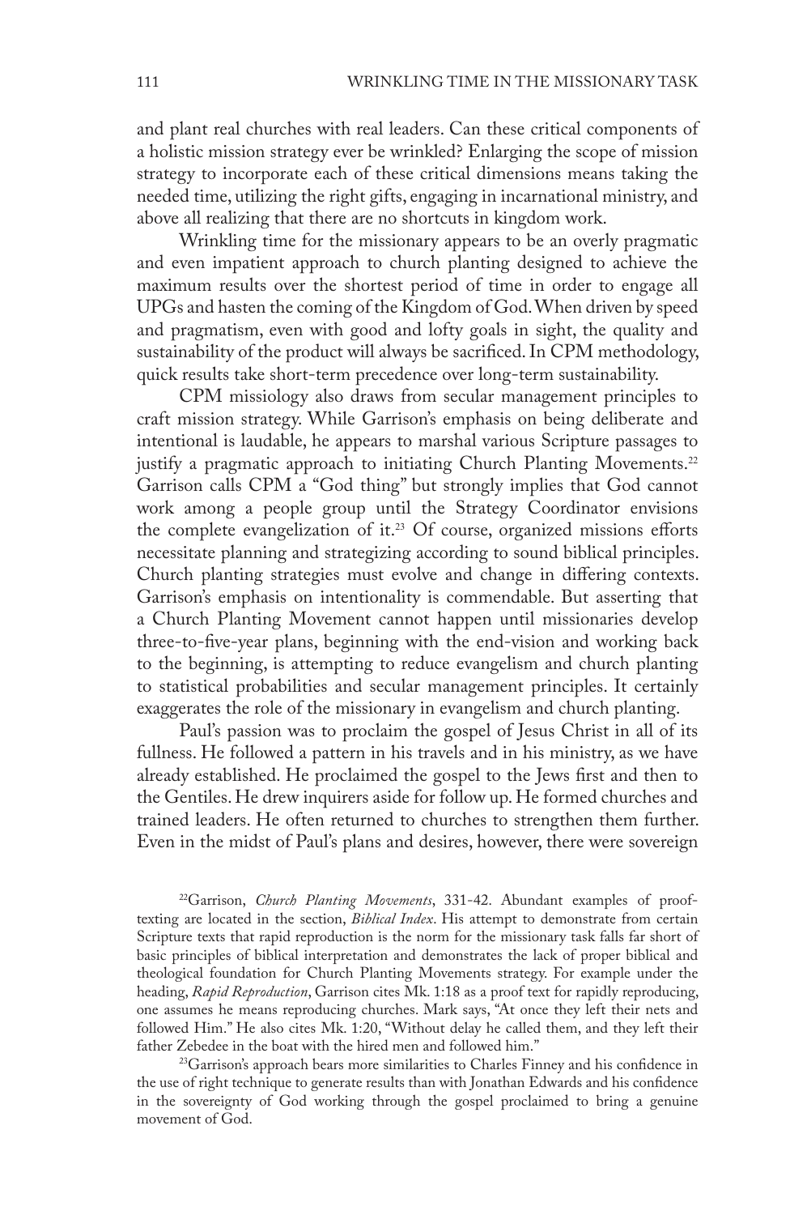and plant real churches with real leaders. Can these critical components of a holistic mission strategy ever be wrinkled? Enlarging the scope of mission strategy to incorporate each of these critical dimensions means taking the needed time, utilizing the right gifts, engaging in incarnational ministry, and above all realizing that there are no shortcuts in kingdom work.

Wrinkling time for the missionary appears to be an overly pragmatic and even impatient approach to church planting designed to achieve the maximum results over the shortest period of time in order to engage all UPGs and hasten the coming of the Kingdom of God. When driven by speed and pragmatism, even with good and lofty goals in sight, the quality and sustainability of the product will always be sacrificed. In CPM methodology, quick results take short-term precedence over long-term sustainability.

CPM missiology also draws from secular management principles to craft mission strategy. While Garrison's emphasis on being deliberate and intentional is laudable, he appears to marshal various Scripture passages to justify a pragmatic approach to initiating Church Planting Movements.[22] Garrison calls CPM a "God thing" but strongly implies that God cannot work among a people group until the Strategy Coordinator envisions the complete evangelization of it.[23] Of course, organized missions efforts necessitate planning and strategizing according to sound biblical principles. Church planting strategies must evolve and change in differing contexts. Garrison's emphasis on intentionality is commendable. But asserting that a Church Planting Movement cannot happen until missionaries develop three-to-five-year plans, beginning with the end-vision and working back to the beginning, is attempting to reduce evangelism and church planting to statistical probabilities and secular management principles. It certainly exaggerates the role of the missionary in evangelism and church planting.

Paul's passion was to proclaim the gospel of Jesus Christ in all of its fullness. He followed a pattern in his travels and in his ministry, as we have already established. He proclaimed the gospel to the Jews first and then to the Gentiles. He drew inquirers aside for follow up. He formed churches and trained leaders. He often returned to churches to strengthen them further. Even in the midst of Paul's plans and desires, however, there were sovereign

[22]Garrison, *Church Planting Movements*, 331-42. Abundant examples of proof-texting are located in the section, *Biblical Index*. His attempt to demonstrate from certain Scripture texts that rapid reproduction is the norm for the missionary task falls far short of basic principles of biblical interpretation and demonstrates the lack of proper biblical and theological foundation for Church Planting Movements strategy. For example under the heading, *Rapid Reproduction*, Garrison cites Mk. 1:18 as a proof text for rapidly reproducing, one assumes he means reproducing churches. Mark says, "At once they left their nets and followed Him." He also cites Mk. 1:20, "Without delay he called them, and they left their father Zebedee in the boat with the hired men and followed him."

[23]Garrison's approach bears more similarities to Charles Finney and his confidence in the use of right technique to generate results than with Jonathan Edwards and his confidence in the sovereignty of God working through the gospel proclaimed to bring a genuine movement of God.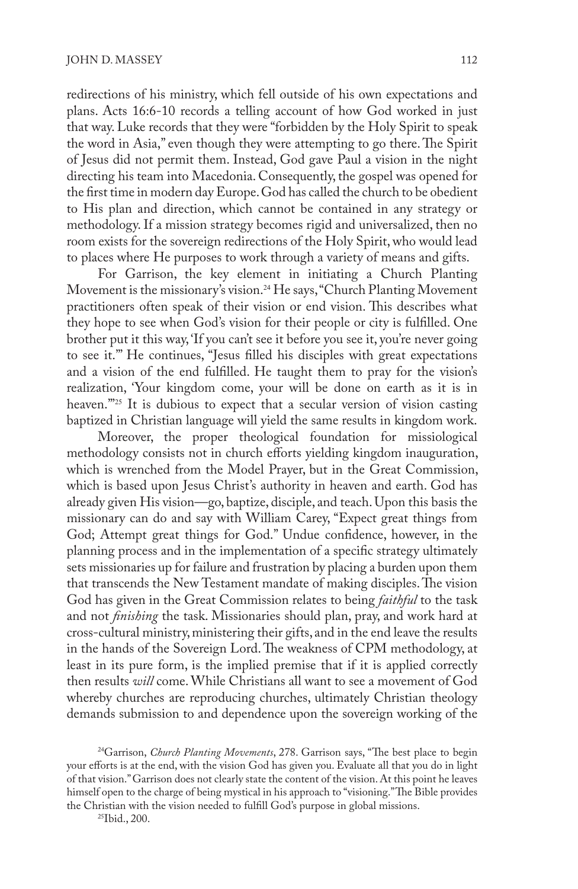redirections of his ministry, which fell outside of his own expectations and plans. Acts 16:6-10 records a telling account of how God worked in just that way. Luke records that they were "forbidden by the Holy Spirit to speak the word in Asia," even though they were attempting to go there. The Spirit of Jesus did not permit them. Instead, God gave Paul a vision in the night directing his team into Macedonia. Consequently, the gospel was opened for the first time in modern day Europe. God has called the church to be obedient to His plan and direction, which cannot be contained in any strategy or methodology. If a mission strategy becomes rigid and universalized, then no room exists for the sovereign redirections of the Holy Spirit, who would lead to places where He purposes to work through a variety of means and gifts.

For Garrison, the key element in initiating a Church Planting Movement is the missionary's vision.[24] He says, "Church Planting Movement practitioners often speak of their vision or end vision. This describes what they hope to see when God's vision for their people or city is fulfilled. One brother put it this way, 'If you can't see it before you see it, you're never going to see it.'" He continues, "Jesus filled his disciples with great expectations and a vision of the end fulfilled. He taught them to pray for the vision's realization, 'Your kingdom come, your will be done on earth as it is in heaven.'"[25] It is dubious to expect that a secular version of vision casting baptized in Christian language will yield the same results in kingdom work.

Moreover, the proper theological foundation for missiological methodology consists not in church efforts yielding kingdom inauguration, which is wrenched from the Model Prayer, but in the Great Commission, which is based upon Jesus Christ's authority in heaven and earth. God has already given His vision—go, baptize, disciple, and teach. Upon this basis the missionary can do and say with William Carey, "Expect great things from God; Attempt great things for God." Undue confidence, however, in the planning process and in the implementation of a specific strategy ultimately sets missionaries up for failure and frustration by placing a burden upon them that transcends the New Testament mandate of making disciples. The vision God has given in the Great Commission relates to being *faithful* to the task and not *finishing* the task. Missionaries should plan, pray, and work hard at cross-cultural ministry, ministering their gifts, and in the end leave the results in the hands of the Sovereign Lord. The weakness of CPM methodology, at least in its pure form, is the implied premise that if it is applied correctly then results *will* come. While Christians all want to see a movement of God whereby churches are reproducing churches, ultimately Christian theology demands submission to and dependence upon the sovereign working of the

[24]Garrison, *Church Planting Movements*, 278. Garrison says, "The best place to begin your efforts is at the end, with the vision God has given you. Evaluate all that you do in light of that vision." Garrison does not clearly state the content of the vision. At this point he leaves himself open to the charge of being mystical in his approach to "visioning." The Bible provides the Christian with the vision needed to fulfill God's purpose in global missions.

[25]Ibid., 200.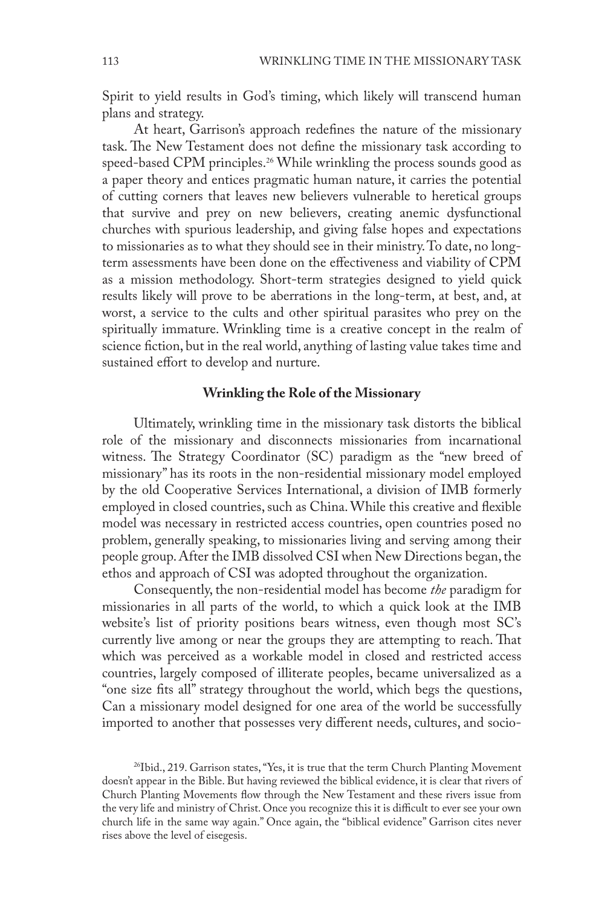Spirit to yield results in God's timing, which likely will transcend human plans and strategy.

At heart, Garrison's approach redefines the nature of the missionary task. The New Testament does not define the missionary task according to speed-based CPM principles.[26] While wrinkling the process sounds good as a paper theory and entices pragmatic human nature, it carries the potential of cutting corners that leaves new believers vulnerable to heretical groups that survive and prey on new believers, creating anemic dysfunctional churches with spurious leadership, and giving false hopes and expectations to missionaries as to what they should see in their ministry. To date, no long-term assessments have been done on the effectiveness and viability of CPM as a mission methodology. Short-term strategies designed to yield quick results likely will prove to be aberrations in the long-term, at best, and, at worst, a service to the cults and other spiritual parasites who prey on the spiritually immature. Wrinkling time is a creative concept in the realm of science fiction, but in the real world, anything of lasting value takes time and sustained effort to develop and nurture.

### Wrinkling the Role of the Missionary

Ultimately, wrinkling time in the missionary task distorts the biblical role of the missionary and disconnects missionaries from incarnational witness. The Strategy Coordinator (SC) paradigm as the "new breed of missionary" has its roots in the non-residential missionary model employed by the old Cooperative Services International, a division of IMB formerly employed in closed countries, such as China. While this creative and flexible model was necessary in restricted access countries, open countries posed no problem, generally speaking, to missionaries living and serving among their people group. After the IMB dissolved CSI when New Directions began, the ethos and approach of CSI was adopted throughout the organization.

Consequently, the non-residential model has become *the* paradigm for missionaries in all parts of the world, to which a quick look at the IMB website's list of priority positions bears witness, even though most SC's currently live among or near the groups they are attempting to reach. That which was perceived as a workable model in closed and restricted access countries, largely composed of illiterate peoples, became universalized as a "one size fits all" strategy throughout the world, which begs the questions, Can a missionary model designed for one area of the world be successfully imported to another that possesses very different needs, cultures, and socio-

[26]Ibid., 219. Garrison states, "Yes, it is true that the term Church Planting Movement doesn't appear in the Bible. But having reviewed the biblical evidence, it is clear that rivers of Church Planting Movements flow through the New Testament and these rivers issue from the very life and ministry of Christ. Once you recognize this it is difficult to ever see your own church life in the same way again." Once again, the "biblical evidence" Garrison cites never rises above the level of eisegesis.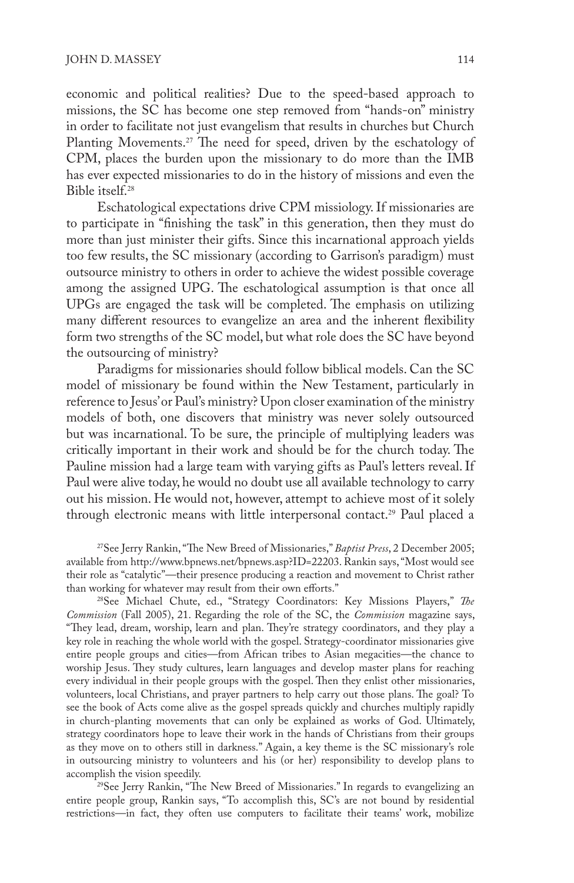economic and political realities? Due to the speed-based approach to missions, the SC has become one step removed from "hands-on" ministry in order to facilitate not just evangelism that results in churches but Church Planting Movements.[27] The need for speed, driven by the eschatology of CPM, places the burden upon the missionary to do more than the IMB has ever expected missionaries to do in the history of missions and even the Bible itself.[28]

Eschatological expectations drive CPM missiology. If missionaries are to participate in "finishing the task" in this generation, then they must do more than just minister their gifts. Since this incarnational approach yields too few results, the SC missionary (according to Garrison's paradigm) must outsource ministry to others in order to achieve the widest possible coverage among the assigned UPG. The eschatological assumption is that once all UPGs are engaged the task will be completed. The emphasis on utilizing many different resources to evangelize an area and the inherent flexibility form two strengths of the SC model, but what role does the SC have beyond the outsourcing of ministry?

Paradigms for missionaries should follow biblical models. Can the SC model of missionary be found within the New Testament, particularly in reference to Jesus' or Paul's ministry? Upon closer examination of the ministry models of both, one discovers that ministry was never solely outsourced but was incarnational. To be sure, the principle of multiplying leaders was critically important in their work and should be for the church today. The Pauline mission had a large team with varying gifts as Paul's letters reveal. If Paul were alive today, he would no doubt use all available technology to carry out his mission. He would not, however, attempt to achieve most of it solely through electronic means with little interpersonal contact.[29] Paul placed a

[27]See Jerry Rankin, "The New Breed of Missionaries," *Baptist Press*, 2 December 2005; available from http://www.bpnews.net/bpnews.asp?ID=22203. Rankin says, "Most would see their role as "catalytic"—their presence producing a reaction and movement to Christ rather than working for whatever may result from their own efforts."

[28]See Michael Chute, ed., "Strategy Coordinators: Key Missions Players," *The Commission* (Fall 2005), 21. Regarding the role of the SC, the *Commission* magazine says, "They lead, dream, worship, learn and plan. They're strategy coordinators, and they play a key role in reaching the whole world with the gospel. Strategy-coordinator missionaries give entire people groups and cities—from African tribes to Asian megacities—the chance to worship Jesus. They study cultures, learn languages and develop master plans for reaching every individual in their people groups with the gospel. Then they enlist other missionaries, volunteers, local Christians, and prayer partners to help carry out those plans. The goal? To see the book of Acts come alive as the gospel spreads quickly and churches multiply rapidly in church-planting movements that can only be explained as works of God. Ultimately, strategy coordinators hope to leave their work in the hands of Christians from their groups as they move on to others still in darkness." Again, a key theme is the SC missionary's role in outsourcing ministry to volunteers and his (or her) responsibility to develop plans to accomplish the vision speedily.

[29]See Jerry Rankin, "The New Breed of Missionaries." In regards to evangelizing an entire people group, Rankin says, "To accomplish this, SC's are not bound by residential restrictions—in fact, they often use computers to facilitate their teams' work, mobilize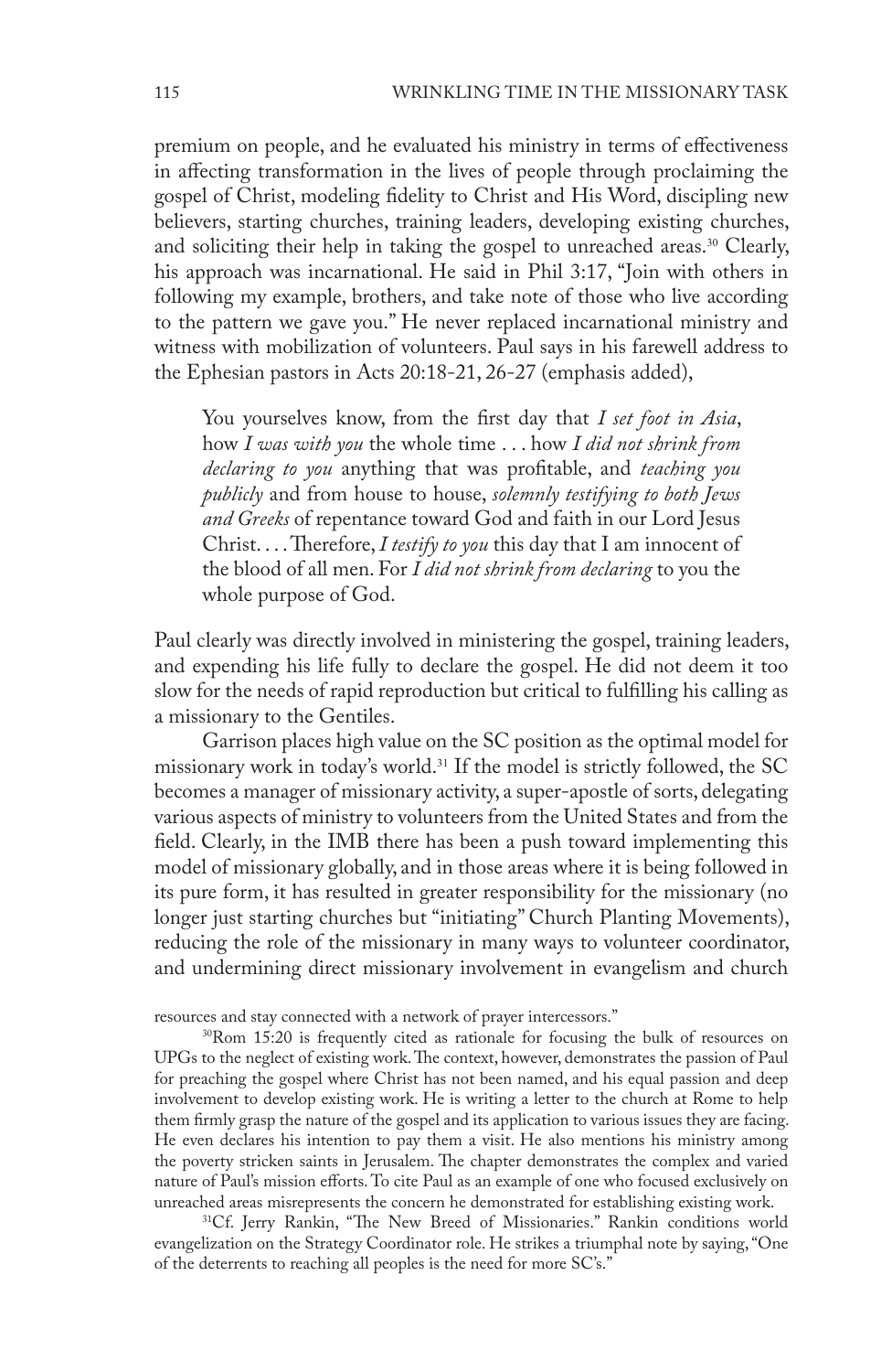premium on people, and he evaluated his ministry in terms of effectiveness in affecting transformation in the lives of people through proclaiming the gospel of Christ, modeling fidelity to Christ and His Word, discipling new believers, starting churches, training leaders, developing existing churches, and soliciting their help in taking the gospel to unreached areas.[30] Clearly, his approach was incarnational. He said in Phil 3:17, "Join with others in following my example, brothers, and take note of those who live according to the pattern we gave you." He never replaced incarnational ministry and witness with mobilization of volunteers. Paul says in his farewell address to the Ephesian pastors in Acts 20:18-21, 26-27 (emphasis added),

> You yourselves know, from the first day that *I set foot in Asia*, how *I was with you* the whole time . . . how *I did not shrink from declaring to you* anything that was profitable, and *teaching you publicly* and from house to house, *solemnly testifying to both Jews and Greeks* of repentance toward God and faith in our Lord Jesus Christ. . . . Therefore, *I testify to you* this day that I am innocent of the blood of all men. For *I did not shrink from declaring* to you the whole purpose of God.

Paul clearly was directly involved in ministering the gospel, training leaders, and expending his life fully to declare the gospel. He did not deem it too slow for the needs of rapid reproduction but critical to fulfilling his calling as a missionary to the Gentiles.

Garrison places high value on the SC position as the optimal model for missionary work in today's world.[31] If the model is strictly followed, the SC becomes a manager of missionary activity, a super-apostle of sorts, delegating various aspects of ministry to volunteers from the United States and from the field. Clearly, in the IMB there has been a push toward implementing this model of missionary globally, and in those areas where it is being followed in its pure form, it has resulted in greater responsibility for the missionary (no longer just starting churches but "initiating" Church Planting Movements), reducing the role of the missionary in many ways to volunteer coordinator, and undermining direct missionary involvement in evangelism and church

---

resources and stay connected with a network of prayer intercessors."

[30] Rom 15:20 is frequently cited as rationale for focusing the bulk of resources on UPGs to the neglect of existing work. The context, however, demonstrates the passion of Paul for preaching the gospel where Christ has not been named, and his equal passion and deep involvement to develop existing work. He is writing a letter to the church at Rome to help them firmly grasp the nature of the gospel and its application to various issues they are facing. He even declares his intention to pay them a visit. He also mentions his ministry among the poverty stricken saints in Jerusalem. The chapter demonstrates the complex and varied nature of Paul's mission efforts. To cite Paul as an example of one who focused exclusively on unreached areas misrepresents the concern he demonstrated for establishing existing work.

[31] Cf. Jerry Rankin, "The New Breed of Missionaries." Rankin conditions world evangelization on the Strategy Coordinator role. He strikes a triumphal note by saying, "One of the deterrents to reaching all peoples is the need for more SC's."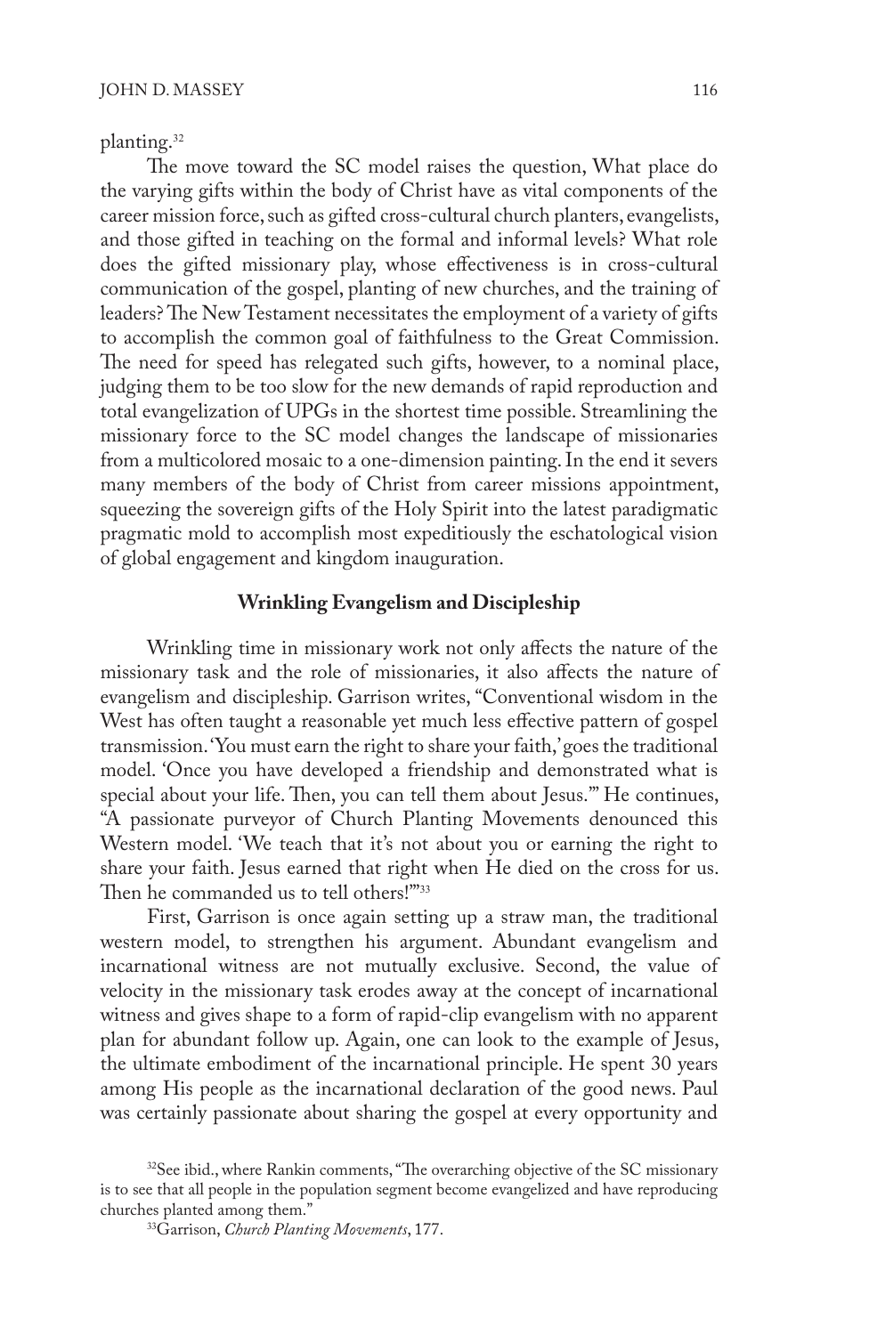planting.[32]

The move toward the SC model raises the question, What place do the varying gifts within the body of Christ have as vital components of the career mission force, such as gifted cross-cultural church planters, evangelists, and those gifted in teaching on the formal and informal levels? What role does the gifted missionary play, whose effectiveness is in cross-cultural communication of the gospel, planting of new churches, and the training of leaders? The New Testament necessitates the employment of a variety of gifts to accomplish the common goal of faithfulness to the Great Commission. The need for speed has relegated such gifts, however, to a nominal place, judging them to be too slow for the new demands of rapid reproduction and total evangelization of UPGs in the shortest time possible. Streamlining the missionary force to the SC model changes the landscape of missionaries from a multicolored mosaic to a one-dimension painting. In the end it severs many members of the body of Christ from career missions appointment, squeezing the sovereign gifts of the Holy Spirit into the latest paradigmatic pragmatic mold to accomplish most expeditiously the eschatological vision of global engagement and kingdom inauguration.

## Wrinkling Evangelism and Discipleship

Wrinkling time in missionary work not only affects the nature of the missionary task and the role of missionaries, it also affects the nature of evangelism and discipleship. Garrison writes, "Conventional wisdom in the West has often taught a reasonable yet much less effective pattern of gospel transmission. 'You must earn the right to share your faith,' goes the traditional model. 'Once you have developed a friendship and demonstrated what is special about your life. Then, you can tell them about Jesus.'" He continues, "A passionate purveyor of Church Planting Movements denounced this Western model. 'We teach that it's not about you or earning the right to share your faith. Jesus earned that right when He died on the cross for us. Then he commanded us to tell others!'"[33]

First, Garrison is once again setting up a straw man, the traditional western model, to strengthen his argument. Abundant evangelism and incarnational witness are not mutually exclusive. Second, the value of velocity in the missionary task erodes away at the concept of incarnational witness and gives shape to a form of rapid-clip evangelism with no apparent plan for abundant follow up. Again, one can look to the example of Jesus, the ultimate embodiment of the incarnational principle. He spent 30 years among His people as the incarnational declaration of the good news. Paul was certainly passionate about sharing the gospel at every opportunity and

[32]See ibid., where Rankin comments, "The overarching objective of the SC missionary is to see that all people in the population segment become evangelized and have reproducing churches planted among them."

[33]Garrison, *Church Planting Movements*, 177.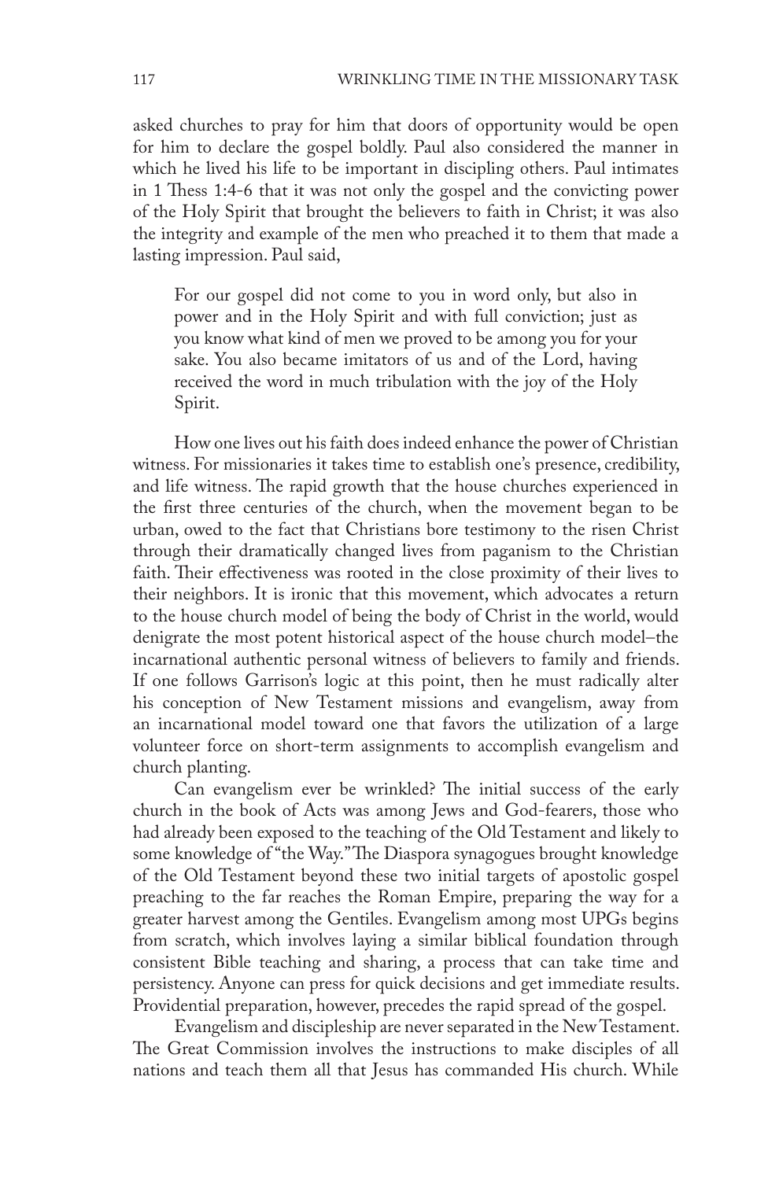asked churches to pray for him that doors of opportunity would be open for him to declare the gospel boldly. Paul also considered the manner in which he lived his life to be important in discipling others. Paul intimates in 1 Thess 1:4-6 that it was not only the gospel and the convicting power of the Holy Spirit that brought the believers to faith in Christ; it was also the integrity and example of the men who preached it to them that made a lasting impression. Paul said,

> For our gospel did not come to you in word only, but also in power and in the Holy Spirit and with full conviction; just as you know what kind of men we proved to be among you for your sake. You also became imitators of us and of the Lord, having received the word in much tribulation with the joy of the Holy Spirit.

How one lives out his faith does indeed enhance the power of Christian witness. For missionaries it takes time to establish one's presence, credibility, and life witness. The rapid growth that the house churches experienced in the first three centuries of the church, when the movement began to be urban, owed to the fact that Christians bore testimony to the risen Christ through their dramatically changed lives from paganism to the Christian faith. Their effectiveness was rooted in the close proximity of their lives to their neighbors. It is ironic that this movement, which advocates a return to the house church model of being the body of Christ in the world, would denigrate the most potent historical aspect of the house church model–the incarnational authentic personal witness of believers to family and friends. If one follows Garrison's logic at this point, then he must radically alter his conception of New Testament missions and evangelism, away from an incarnational model toward one that favors the utilization of a large volunteer force on short-term assignments to accomplish evangelism and church planting.

Can evangelism ever be wrinkled? The initial success of the early church in the book of Acts was among Jews and God-fearers, those who had already been exposed to the teaching of the Old Testament and likely to some knowledge of "the Way." The Diaspora synagogues brought knowledge of the Old Testament beyond these two initial targets of apostolic gospel preaching to the far reaches the Roman Empire, preparing the way for a greater harvest among the Gentiles. Evangelism among most UPGs begins from scratch, which involves laying a similar biblical foundation through consistent Bible teaching and sharing, a process that can take time and persistency. Anyone can press for quick decisions and get immediate results. Providential preparation, however, precedes the rapid spread of the gospel.

Evangelism and discipleship are never separated in the New Testament. The Great Commission involves the instructions to make disciples of all nations and teach them all that Jesus has commanded His church. While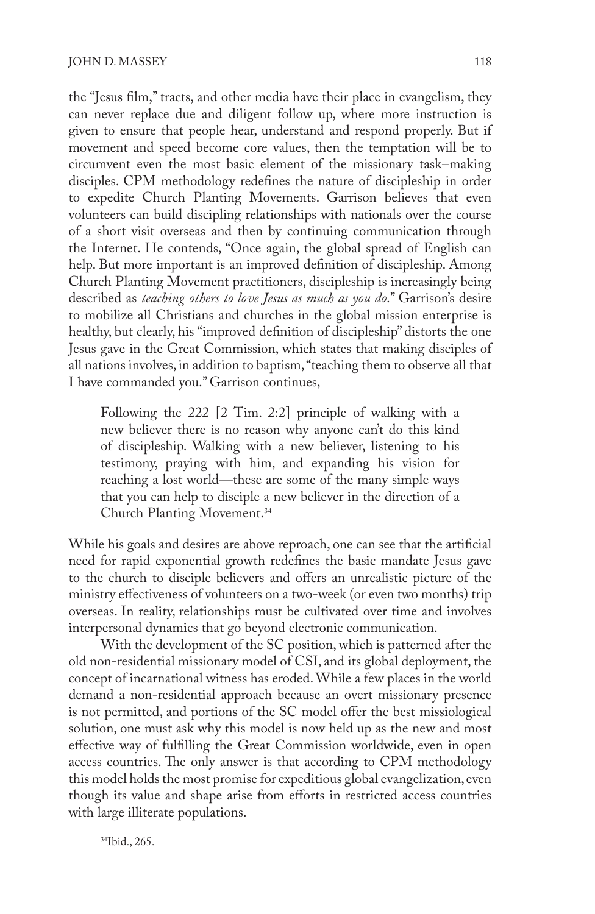the "Jesus film," tracts, and other media have their place in evangelism, they can never replace due and diligent follow up, where more instruction is given to ensure that people hear, understand and respond properly. But if movement and speed become core values, then the temptation will be to circumvent even the most basic element of the missionary task–making disciples. CPM methodology redefines the nature of discipleship in order to expedite Church Planting Movements. Garrison believes that even volunteers can build discipling relationships with nationals over the course of a short visit overseas and then by continuing communication through the Internet. He contends, "Once again, the global spread of English can help. But more important is an improved definition of discipleship. Among Church Planting Movement practitioners, discipleship is increasingly being described as *teaching others to love Jesus as much as you do*." Garrison's desire to mobilize all Christians and churches in the global mission enterprise is healthy, but clearly, his "improved definition of discipleship" distorts the one Jesus gave in the Great Commission, which states that making disciples of all nations involves, in addition to baptism, "teaching them to observe all that I have commanded you." Garrison continues,

> Following the 222 [2 Tim. 2:2] principle of walking with a new believer there is no reason why anyone can't do this kind of discipleship. Walking with a new believer, listening to his testimony, praying with him, and expanding his vision for reaching a lost world—these are some of the many simple ways that you can help to disciple a new believer in the direction of a Church Planting Movement.[34]

While his goals and desires are above reproach, one can see that the artificial need for rapid exponential growth redefines the basic mandate Jesus gave to the church to disciple believers and offers an unrealistic picture of the ministry effectiveness of volunteers on a two-week (or even two months) trip overseas. In reality, relationships must be cultivated over time and involves interpersonal dynamics that go beyond electronic communication.

With the development of the SC position, which is patterned after the old non-residential missionary model of CSI, and its global deployment, the concept of incarnational witness has eroded. While a few places in the world demand a non-residential approach because an overt missionary presence is not permitted, and portions of the SC model offer the best missiological solution, one must ask why this model is now held up as the new and most effective way of fulfilling the Great Commission worldwide, even in open access countries. The only answer is that according to CPM methodology this model holds the most promise for expeditious global evangelization, even though its value and shape arise from efforts in restricted access countries with large illiterate populations.

[34]Ibid., 265.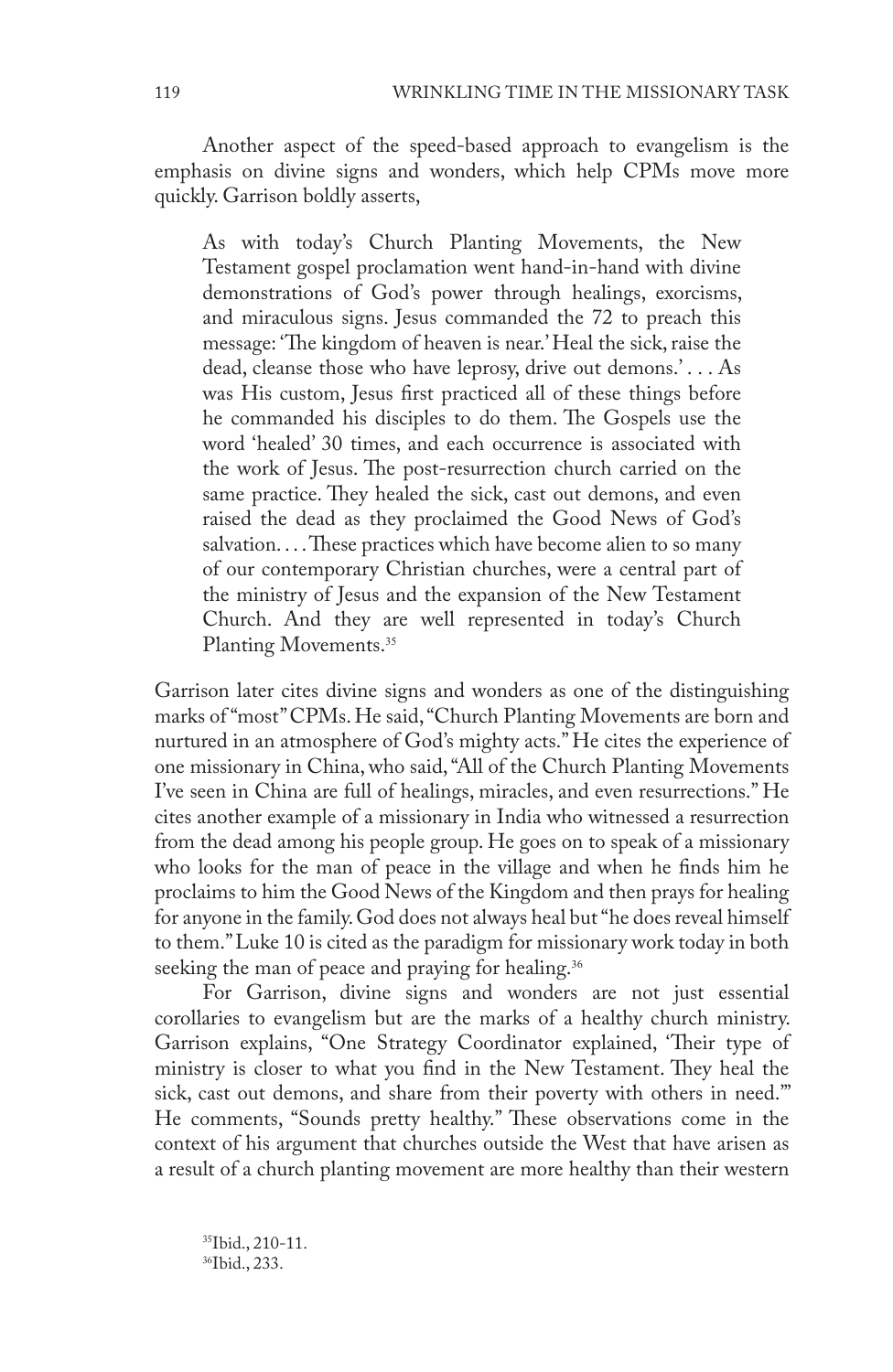Another aspect of the speed-based approach to evangelism is the emphasis on divine signs and wonders, which help CPMs move more quickly. Garrison boldly asserts,

> As with today's Church Planting Movements, the New Testament gospel proclamation went hand-in-hand with divine demonstrations of God's power through healings, exorcisms, and miraculous signs. Jesus commanded the 72 to preach this message: 'The kingdom of heaven is near.' Heal the sick, raise the dead, cleanse those who have leprosy, drive out demons.' . . . As was His custom, Jesus first practiced all of these things before he commanded his disciples to do them. The Gospels use the word 'healed' 30 times, and each occurrence is associated with the work of Jesus. The post-resurrection church carried on the same practice. They healed the sick, cast out demons, and even raised the dead as they proclaimed the Good News of God's salvation. . . . These practices which have become alien to so many of our contemporary Christian churches, were a central part of the ministry of Jesus and the expansion of the New Testament Church. And they are well represented in today's Church Planting Movements.[35]

Garrison later cites divine signs and wonders as one of the distinguishing marks of "most" CPMs. He said, "Church Planting Movements are born and nurtured in an atmosphere of God's mighty acts." He cites the experience of one missionary in China, who said, "All of the Church Planting Movements I've seen in China are full of healings, miracles, and even resurrections." He cites another example of a missionary in India who witnessed a resurrection from the dead among his people group. He goes on to speak of a missionary who looks for the man of peace in the village and when he finds him he proclaims to him the Good News of the Kingdom and then prays for healing for anyone in the family. God does not always heal but "he does reveal himself to them." Luke 10 is cited as the paradigm for missionary work today in both seeking the man of peace and praying for healing.[36]

For Garrison, divine signs and wonders are not just essential corollaries to evangelism but are the marks of a healthy church ministry. Garrison explains, "One Strategy Coordinator explained, 'Their type of ministry is closer to what you find in the New Testament. They heal the sick, cast out demons, and share from their poverty with others in need.'" He comments, "Sounds pretty healthy." These observations come in the context of his argument that churches outside the West that have arisen as a result of a church planting movement are more healthy than their western

[35]Ibid., 210-11.

[36]Ibid., 233.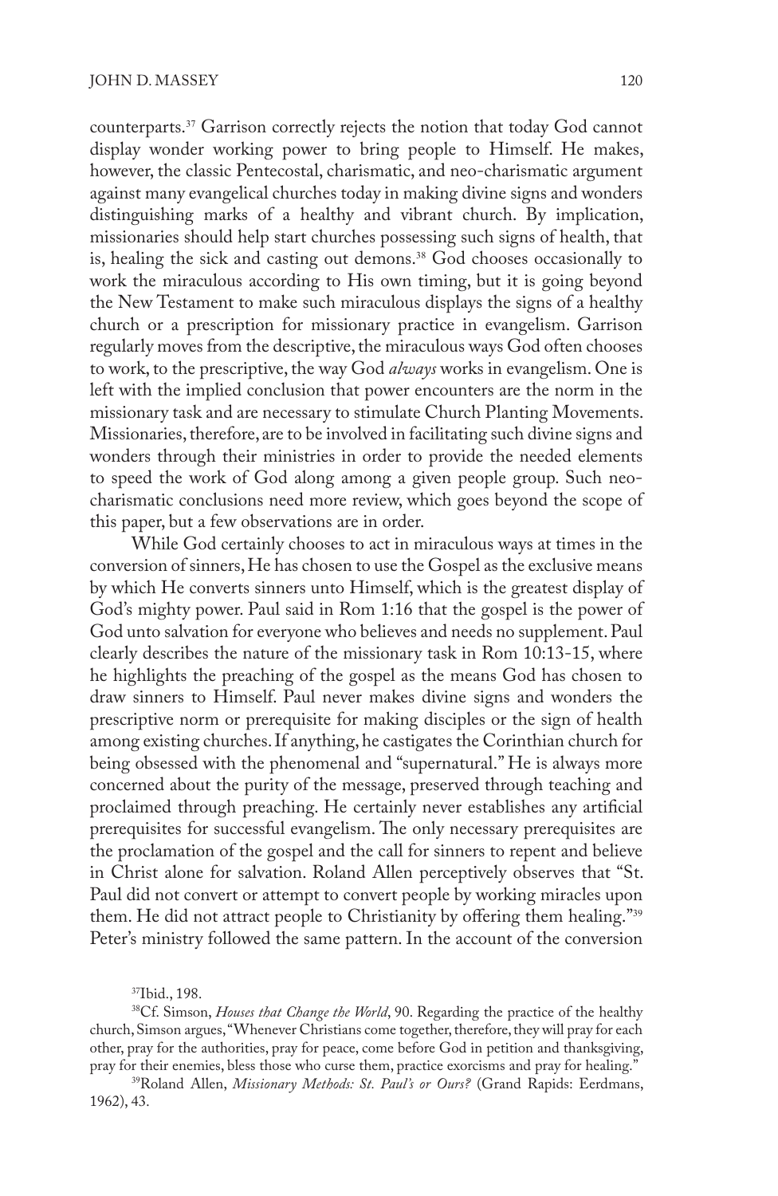counterparts.[37] Garrison correctly rejects the notion that today God cannot display wonder working power to bring people to Himself. He makes, however, the classic Pentecostal, charismatic, and neo-charismatic argument against many evangelical churches today in making divine signs and wonders distinguishing marks of a healthy and vibrant church. By implication, missionaries should help start churches possessing such signs of health, that is, healing the sick and casting out demons.[38] God chooses occasionally to work the miraculous according to His own timing, but it is going beyond the New Testament to make such miraculous displays the signs of a healthy church or a prescription for missionary practice in evangelism. Garrison regularly moves from the descriptive, the miraculous ways God often chooses to work, to the prescriptive, the way God *always* works in evangelism. One is left with the implied conclusion that power encounters are the norm in the missionary task and are necessary to stimulate Church Planting Movements. Missionaries, therefore, are to be involved in facilitating such divine signs and wonders through their ministries in order to provide the needed elements to speed the work of God along among a given people group. Such neo-charismatic conclusions need more review, which goes beyond the scope of this paper, but a few observations are in order.

While God certainly chooses to act in miraculous ways at times in the conversion of sinners, He has chosen to use the Gospel as the exclusive means by which He converts sinners unto Himself, which is the greatest display of God's mighty power. Paul said in Rom 1:16 that the gospel is the power of God unto salvation for everyone who believes and needs no supplement. Paul clearly describes the nature of the missionary task in Rom 10:13-15, where he highlights the preaching of the gospel as the means God has chosen to draw sinners to Himself. Paul never makes divine signs and wonders the prescriptive norm or prerequisite for making disciples or the sign of health among existing churches. If anything, he castigates the Corinthian church for being obsessed with the phenomenal and "supernatural." He is always more concerned about the purity of the message, preserved through teaching and proclaimed through preaching. He certainly never establishes any artificial prerequisites for successful evangelism. The only necessary prerequisites are the proclamation of the gospel and the call for sinners to repent and believe in Christ alone for salvation. Roland Allen perceptively observes that "St. Paul did not convert or attempt to convert people by working miracles upon them. He did not attract people to Christianity by offering them healing."[39] Peter's ministry followed the same pattern. In the account of the conversion

[37]Ibid., 198.

[38]Cf. Simson, *Houses that Change the World*, 90. Regarding the practice of the healthy church, Simson argues, "Whenever Christians come together, therefore, they will pray for each other, pray for the authorities, pray for peace, come before God in petition and thanksgiving, pray for their enemies, bless those who curse them, practice exorcisms and pray for healing."

[39]Roland Allen, *Missionary Methods: St. Paul's or Ours?* (Grand Rapids: Eerdmans, 1962), 43.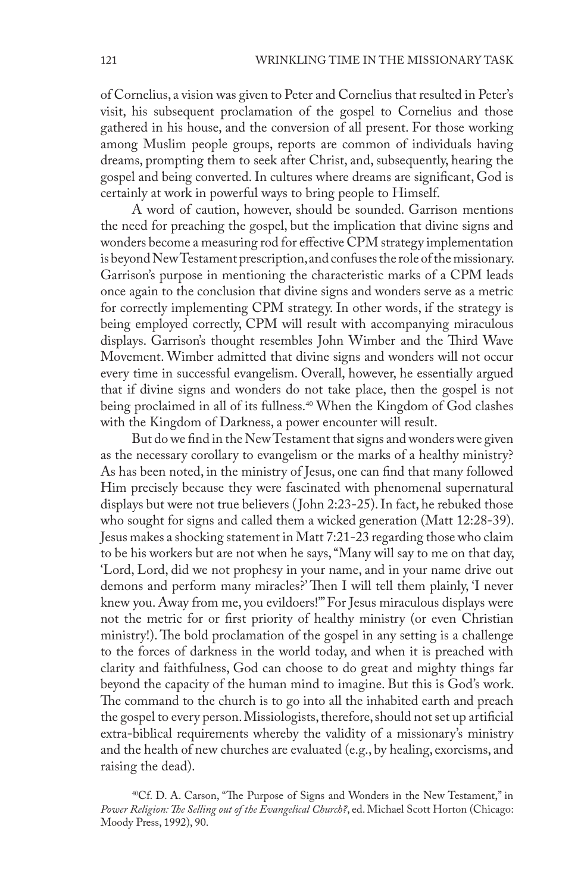of Cornelius, a vision was given to Peter and Cornelius that resulted in Peter's visit, his subsequent proclamation of the gospel to Cornelius and those gathered in his house, and the conversion of all present. For those working among Muslim people groups, reports are common of individuals having dreams, prompting them to seek after Christ, and, subsequently, hearing the gospel and being converted. In cultures where dreams are significant, God is certainly at work in powerful ways to bring people to Himself.

A word of caution, however, should be sounded. Garrison mentions the need for preaching the gospel, but the implication that divine signs and wonders become a measuring rod for effective CPM strategy implementation is beyond New Testament prescription, and confuses the role of the missionary. Garrison's purpose in mentioning the characteristic marks of a CPM leads once again to the conclusion that divine signs and wonders serve as a metric for correctly implementing CPM strategy. In other words, if the strategy is being employed correctly, CPM will result with accompanying miraculous displays. Garrison's thought resembles John Wimber and the Third Wave Movement. Wimber admitted that divine signs and wonders will not occur every time in successful evangelism. Overall, however, he essentially argued that if divine signs and wonders do not take place, then the gospel is not being proclaimed in all of its fullness.[40] When the Kingdom of God clashes with the Kingdom of Darkness, a power encounter will result.

But do we find in the New Testament that signs and wonders were given as the necessary corollary to evangelism or the marks of a healthy ministry? As has been noted, in the ministry of Jesus, one can find that many followed Him precisely because they were fascinated with phenomenal supernatural displays but were not true believers (John 2:23-25). In fact, he rebuked those who sought for signs and called them a wicked generation (Matt 12:28-39). Jesus makes a shocking statement in Matt 7:21-23 regarding those who claim to be his workers but are not when he says, "Many will say to me on that day, 'Lord, Lord, did we not prophesy in your name, and in your name drive out demons and perform many miracles?' Then I will tell them plainly, 'I never knew you. Away from me, you evildoers!'" For Jesus miraculous displays were not the metric for or first priority of healthy ministry (or even Christian ministry!). The bold proclamation of the gospel in any setting is a challenge to the forces of darkness in the world today, and when it is preached with clarity and faithfulness, God can choose to do great and mighty things far beyond the capacity of the human mind to imagine. But this is God's work. The command to the church is to go into all the inhabited earth and preach the gospel to every person. Missiologists, therefore, should not set up artificial extra-biblical requirements whereby the validity of a missionary's ministry and the health of new churches are evaluated (e.g., by healing, exorcisms, and raising the dead).

[40]Cf. D. A. Carson, "The Purpose of Signs and Wonders in the New Testament," in *Power Religion: The Selling out of the Evangelical Church?*, ed. Michael Scott Horton (Chicago: Moody Press, 1992), 90.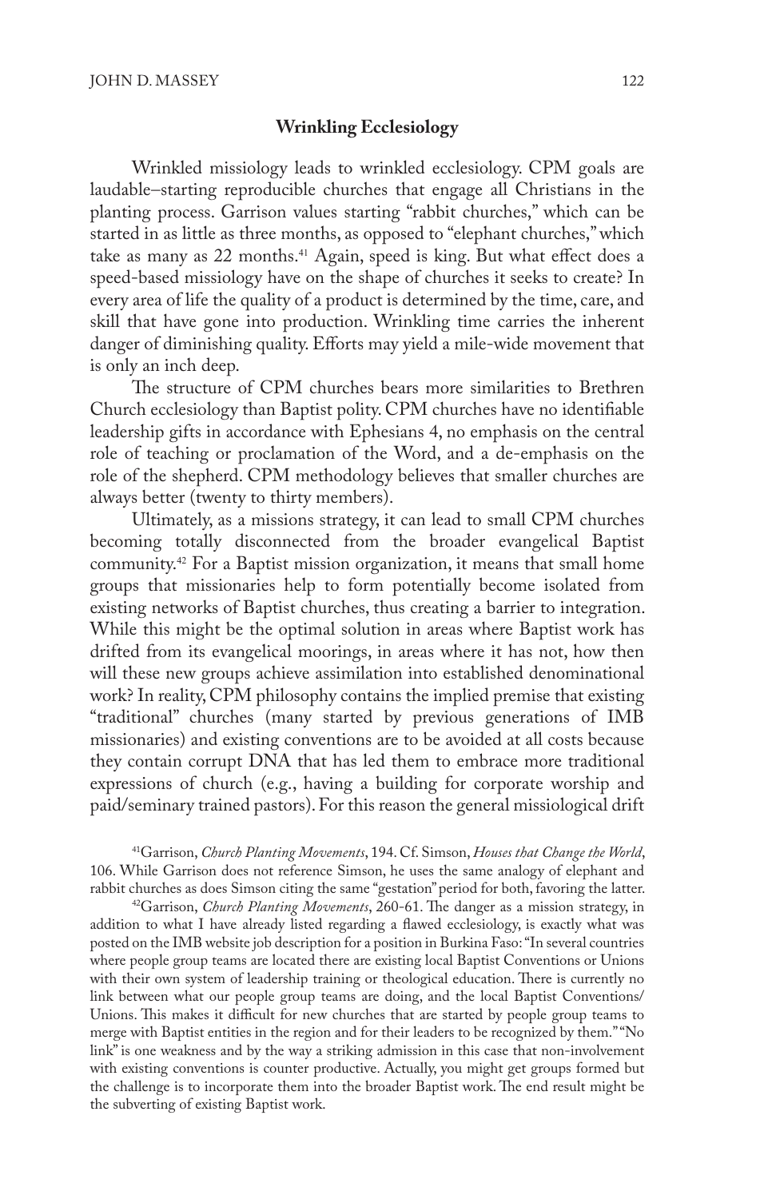### Wrinkling Ecclesiology

Wrinkled missiology leads to wrinkled ecclesiology. CPM goals are laudable–starting reproducible churches that engage all Christians in the planting process. Garrison values starting "rabbit churches," which can be started in as little as three months, as opposed to "elephant churches," which take as many as 22 months.[41] Again, speed is king. But what effect does a speed-based missiology have on the shape of churches it seeks to create? In every area of life the quality of a product is determined by the time, care, and skill that have gone into production. Wrinkling time carries the inherent danger of diminishing quality. Efforts may yield a mile-wide movement that is only an inch deep.

The structure of CPM churches bears more similarities to Brethren Church ecclesiology than Baptist polity. CPM churches have no identifiable leadership gifts in accordance with Ephesians 4, no emphasis on the central role of teaching or proclamation of the Word, and a de-emphasis on the role of the shepherd. CPM methodology believes that smaller churches are always better (twenty to thirty members).

Ultimately, as a missions strategy, it can lead to small CPM churches becoming totally disconnected from the broader evangelical Baptist community.[42] For a Baptist mission organization, it means that small home groups that missionaries help to form potentially become isolated from existing networks of Baptist churches, thus creating a barrier to integration. While this might be the optimal solution in areas where Baptist work has drifted from its evangelical moorings, in areas where it has not, how then will these new groups achieve assimilation into established denominational work? In reality, CPM philosophy contains the implied premise that existing "traditional" churches (many started by previous generations of IMB missionaries) and existing conventions are to be avoided at all costs because they contain corrupt DNA that has led them to embrace more traditional expressions of church (e.g., having a building for corporate worship and paid/seminary trained pastors). For this reason the general missiological drift

[41] Garrison, *Church Planting Movements*, 194. Cf. Simson, *Houses that Change the World*, 106. While Garrison does not reference Simson, he uses the same analogy of elephant and rabbit churches as does Simson citing the same "gestation" period for both, favoring the latter.

[42] Garrison, *Church Planting Movements*, 260-61. The danger as a mission strategy, in addition to what I have already listed regarding a flawed ecclesiology, is exactly what was posted on the IMB website job description for a position in Burkina Faso: "In several countries where people group teams are located there are existing local Baptist Conventions or Unions with their own system of leadership training or theological education. There is currently no link between what our people group teams are doing, and the local Baptist Conventions/ Unions. This makes it difficult for new churches that are started by people group teams to merge with Baptist entities in the region and for their leaders to be recognized by them." "No link" is one weakness and by the way a striking admission in this case that non-involvement with existing conventions is counter productive. Actually, you might get groups formed but the challenge is to incorporate them into the broader Baptist work. The end result might be the subverting of existing Baptist work.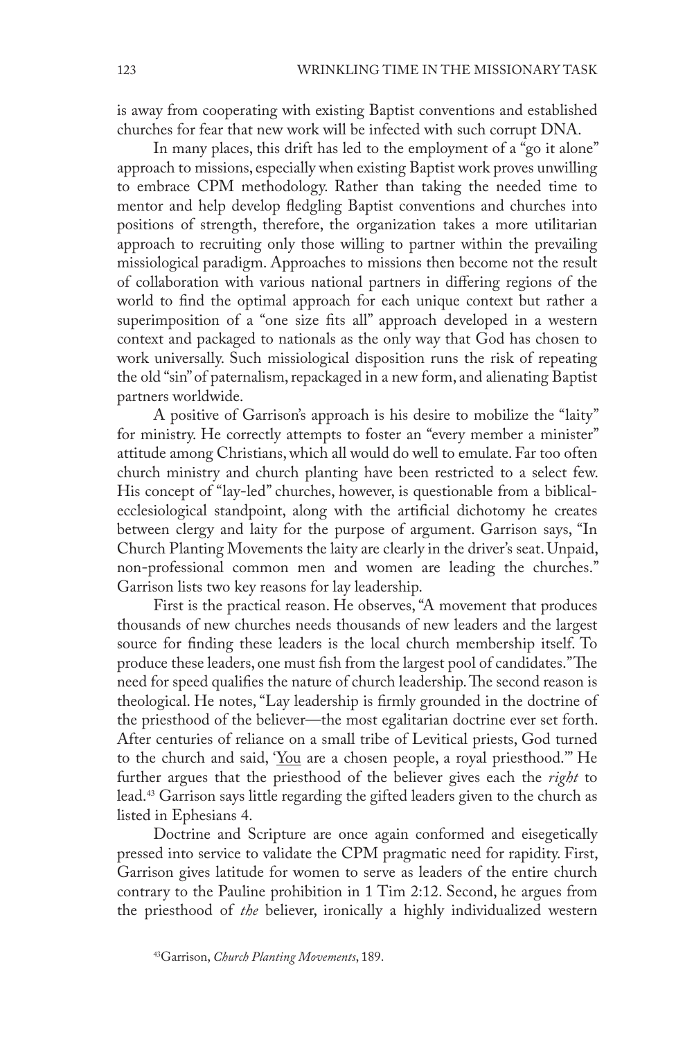is away from cooperating with existing Baptist conventions and established churches for fear that new work will be infected with such corrupt DNA.

In many places, this drift has led to the employment of a "go it alone" approach to missions, especially when existing Baptist work proves unwilling to embrace CPM methodology. Rather than taking the needed time to mentor and help develop fledgling Baptist conventions and churches into positions of strength, therefore, the organization takes a more utilitarian approach to recruiting only those willing to partner within the prevailing missiological paradigm. Approaches to missions then become not the result of collaboration with various national partners in differing regions of the world to find the optimal approach for each unique context but rather a superimposition of a "one size fits all" approach developed in a western context and packaged to nationals as the only way that God has chosen to work universally. Such missiological disposition runs the risk of repeating the old "sin" of paternalism, repackaged in a new form, and alienating Baptist partners worldwide.

A positive of Garrison's approach is his desire to mobilize the "laity" for ministry. He correctly attempts to foster an "every member a minister" attitude among Christians, which all would do well to emulate. Far too often church ministry and church planting have been restricted to a select few. His concept of "lay-led" churches, however, is questionable from a biblical-ecclesiological standpoint, along with the artificial dichotomy he creates between clergy and laity for the purpose of argument. Garrison says, "In Church Planting Movements the laity are clearly in the driver's seat. Unpaid, non-professional common men and women are leading the churches." Garrison lists two key reasons for lay leadership.

First is the practical reason. He observes, "A movement that produces thousands of new churches needs thousands of new leaders and the largest source for finding these leaders is the local church membership itself. To produce these leaders, one must fish from the largest pool of candidates." The need for speed qualifies the nature of church leadership. The second reason is theological. He notes, "Lay leadership is firmly grounded in the doctrine of the priesthood of the believer—the most egalitarian doctrine ever set forth. After centuries of reliance on a small tribe of Levitical priests, God turned to the church and said, '<u>You</u> are a chosen people, a royal priesthood.'" He further argues that the priesthood of the believer gives each the *right* to lead.[43] Garrison says little regarding the gifted leaders given to the church as listed in Ephesians 4.

Doctrine and Scripture are once again conformed and eisegetically pressed into service to validate the CPM pragmatic need for rapidity. First, Garrison gives latitude for women to serve as leaders of the entire church contrary to the Pauline prohibition in 1 Tim 2:12. Second, he argues from the priesthood of *the* believer, ironically a highly individualized western

[43]Garrison, *Church Planting Movements*, 189.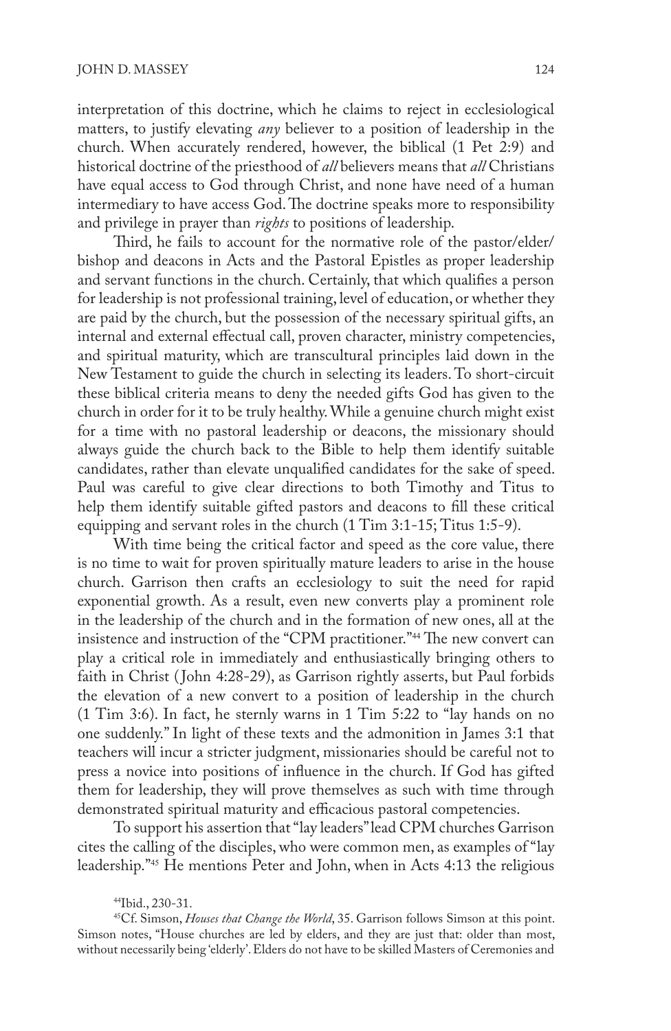interpretation of this doctrine, which he claims to reject in ecclesiological matters, to justify elevating *any* believer to a position of leadership in the church. When accurately rendered, however, the biblical (1 Pet 2:9) and historical doctrine of the priesthood of *all* believers means that *all* Christians have equal access to God through Christ, and none have need of a human intermediary to have access God. The doctrine speaks more to responsibility and privilege in prayer than *rights* to positions of leadership.

Third, he fails to account for the normative role of the pastor/elder/bishop and deacons in Acts and the Pastoral Epistles as proper leadership and servant functions in the church. Certainly, that which qualifies a person for leadership is not professional training, level of education, or whether they are paid by the church, but the possession of the necessary spiritual gifts, an internal and external effectual call, proven character, ministry competencies, and spiritual maturity, which are transcultural principles laid down in the New Testament to guide the church in selecting its leaders. To short-circuit these biblical criteria means to deny the needed gifts God has given to the church in order for it to be truly healthy. While a genuine church might exist for a time with no pastoral leadership or deacons, the missionary should always guide the church back to the Bible to help them identify suitable candidates, rather than elevate unqualified candidates for the sake of speed. Paul was careful to give clear directions to both Timothy and Titus to help them identify suitable gifted pastors and deacons to fill these critical equipping and servant roles in the church (1 Tim 3:1-15; Titus 1:5-9).

With time being the critical factor and speed as the core value, there is no time to wait for proven spiritually mature leaders to arise in the house church. Garrison then crafts an ecclesiology to suit the need for rapid exponential growth. As a result, even new converts play a prominent role in the leadership of the church and in the formation of new ones, all at the insistence and instruction of the "CPM practitioner."[44] The new convert can play a critical role in immediately and enthusiastically bringing others to faith in Christ (John 4:28-29), as Garrison rightly asserts, but Paul forbids the elevation of a new convert to a position of leadership in the church (1 Tim 3:6). In fact, he sternly warns in 1 Tim 5:22 to "lay hands on no one suddenly." In light of these texts and the admonition in James 3:1 that teachers will incur a stricter judgment, missionaries should be careful not to press a novice into positions of influence in the church. If God has gifted them for leadership, they will prove themselves as such with time through demonstrated spiritual maturity and efficacious pastoral competencies.

To support his assertion that "lay leaders" lead CPM churches Garrison cites the calling of the disciples, who were common men, as examples of "lay leadership."[45] He mentions Peter and John, when in Acts 4:13 the religious

[44]Ibid., 230-31.

[45]Cf. Simson, *Houses that Change the World*, 35. Garrison follows Simson at this point. Simson notes, "House churches are led by elders, and they are just that: older than most, without necessarily being 'elderly'. Elders do not have to be skilled Masters of Ceremonies and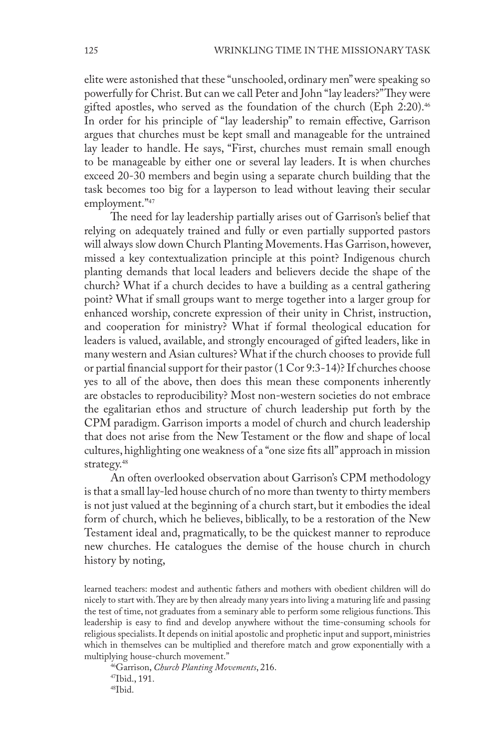elite were astonished that these "unschooled, ordinary men" were speaking so powerfully for Christ. But can we call Peter and John "lay leaders?" They were gifted apostles, who served as the foundation of the church (Eph 2:20).[46] In order for his principle of "lay leadership" to remain effective, Garrison argues that churches must be kept small and manageable for the untrained lay leader to handle. He says, "First, churches must remain small enough to be manageable by either one or several lay leaders. It is when churches exceed 20-30 members and begin using a separate church building that the task becomes too big for a layperson to lead without leaving their secular employment."[47]

The need for lay leadership partially arises out of Garrison's belief that relying on adequately trained and fully or even partially supported pastors will always slow down Church Planting Movements. Has Garrison, however, missed a key contextualization principle at this point? Indigenous church planting demands that local leaders and believers decide the shape of the church? What if a church decides to have a building as a central gathering point? What if small groups want to merge together into a larger group for enhanced worship, concrete expression of their unity in Christ, instruction, and cooperation for ministry? What if formal theological education for leaders is valued, available, and strongly encouraged of gifted leaders, like in many western and Asian cultures? What if the church chooses to provide full or partial financial support for their pastor (1 Cor 9:3-14)? If churches choose yes to all of the above, then does this mean these components inherently are obstacles to reproducibility? Most non-western societies do not embrace the egalitarian ethos and structure of church leadership put forth by the CPM paradigm. Garrison imports a model of church and church leadership that does not arise from the New Testament or the flow and shape of local cultures, highlighting one weakness of a "one size fits all" approach in mission strategy.[48]

An often overlooked observation about Garrison's CPM methodology is that a small lay-led house church of no more than twenty to thirty members is not just valued at the beginning of a church start, but it embodies the ideal form of church, which he believes, biblically, to be a restoration of the New Testament ideal and, pragmatically, to be the quickest manner to reproduce new churches. He catalogues the demise of the house church in church history by noting,

learned teachers: modest and authentic fathers and mothers with obedient children will do nicely to start with. They are by then already many years into living a maturing life and passing the test of time, not graduates from a seminary able to perform some religious functions. This leadership is easy to find and develop anywhere without the time-consuming schools for religious specialists. It depends on initial apostolic and prophetic input and support, ministries which in themselves can be multiplied and therefore match and grow exponentially with a multiplying house-church movement."

[46]Garrison, *Church Planting Movements*, 216.

[47]Ibid., 191.

[48]Ibid.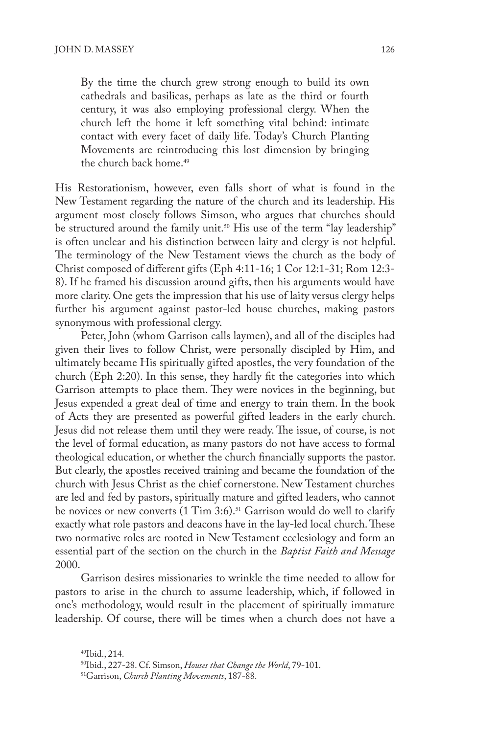> By the time the church grew strong enough to build its own cathedrals and basilicas, perhaps as late as the third or fourth century, it was also employing professional clergy. When the church left the home it left something vital behind: intimate contact with every facet of daily life. Today's Church Planting Movements are reintroducing this lost dimension by bringing the church back home.[49]

His Restorationism, however, even falls short of what is found in the New Testament regarding the nature of the church and its leadership. His argument most closely follows Simson, who argues that churches should be structured around the family unit.[50] His use of the term "lay leadership" is often unclear and his distinction between laity and clergy is not helpful. The terminology of the New Testament views the church as the body of Christ composed of different gifts (Eph 4:11-16; 1 Cor 12:1-31; Rom 12:3-8). If he framed his discussion around gifts, then his arguments would have more clarity. One gets the impression that his use of laity versus clergy helps further his argument against pastor-led house churches, making pastors synonymous with professional clergy.

Peter, John (whom Garrison calls laymen), and all of the disciples had given their lives to follow Christ, were personally discipled by Him, and ultimately became His spiritually gifted apostles, the very foundation of the church (Eph 2:20). In this sense, they hardly fit the categories into which Garrison attempts to place them. They were novices in the beginning, but Jesus expended a great deal of time and energy to train them. In the book of Acts they are presented as powerful gifted leaders in the early church. Jesus did not release them until they were ready. The issue, of course, is not the level of formal education, as many pastors do not have access to formal theological education, or whether the church financially supports the pastor. But clearly, the apostles received training and became the foundation of the church with Jesus Christ as the chief cornerstone. New Testament churches are led and fed by pastors, spiritually mature and gifted leaders, who cannot be novices or new converts (1 Tim 3:6).[51] Garrison would do well to clarify exactly what role pastors and deacons have in the lay-led local church. These two normative roles are rooted in New Testament ecclesiology and form an essential part of the section on the church in the *Baptist Faith and Message* 2000.

Garrison desires missionaries to wrinkle the time needed to allow for pastors to arise in the church to assume leadership, which, if followed in one's methodology, would result in the placement of spiritually immature leadership. Of course, there will be times when a church does not have a

[49]Ibid., 214.

[50]Ibid., 227-28. Cf. Simson, *Houses that Change the World*, 79-101.

[51]Garrison, *Church Planting Movements*, 187-88.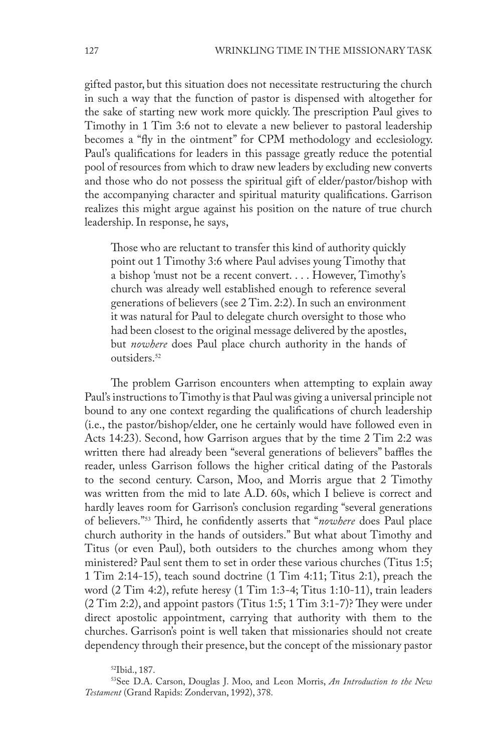gifted pastor, but this situation does not necessitate restructuring the church in such a way that the function of pastor is dispensed with altogether for the sake of starting new work more quickly. The prescription Paul gives to Timothy in 1 Tim 3:6 not to elevate a new believer to pastoral leadership becomes a "fly in the ointment" for CPM methodology and ecclesiology. Paul's qualifications for leaders in this passage greatly reduce the potential pool of resources from which to draw new leaders by excluding new converts and those who do not possess the spiritual gift of elder/pastor/bishop with the accompanying character and spiritual maturity qualifications. Garrison realizes this might argue against his position on the nature of true church leadership. In response, he says,

> Those who are reluctant to transfer this kind of authority quickly point out 1 Timothy 3:6 where Paul advises young Timothy that a bishop 'must not be a recent convert. . . . However, Timothy's church was already well established enough to reference several generations of believers (see 2 Tim. 2:2). In such an environment it was natural for Paul to delegate church oversight to those who had been closest to the original message delivered by the apostles, but *nowhere* does Paul place church authority in the hands of outsiders.[52]

The problem Garrison encounters when attempting to explain away Paul's instructions to Timothy is that Paul was giving a universal principle not bound to any one context regarding the qualifications of church leadership (i.e., the pastor/bishop/elder, one he certainly would have followed even in Acts 14:23). Second, how Garrison argues that by the time 2 Tim 2:2 was written there had already been "several generations of believers" baffles the reader, unless Garrison follows the higher critical dating of the Pastorals to the second century. Carson, Moo, and Morris argue that 2 Timothy was written from the mid to late A.D. 60s, which I believe is correct and hardly leaves room for Garrison's conclusion regarding "several generations of believers."[53] Third, he confidently asserts that "*nowhere* does Paul place church authority in the hands of outsiders." But what about Timothy and Titus (or even Paul), both outsiders to the churches among whom they ministered? Paul sent them to set in order these various churches (Titus 1:5; 1 Tim 2:14-15), teach sound doctrine (1 Tim 4:11; Titus 2:1), preach the word (2 Tim 4:2), refute heresy (1 Tim 1:3-4; Titus 1:10-11), train leaders (2 Tim 2:2), and appoint pastors (Titus 1:5; 1 Tim 3:1-7)? They were under direct apostolic appointment, carrying that authority with them to the churches. Garrison's point is well taken that missionaries should not create dependency through their presence, but the concept of the missionary pastor

[52]Ibid., 187.

[53]See D.A. Carson, Douglas J. Moo, and Leon Morris, *An Introduction to the New Testament* (Grand Rapids: Zondervan, 1992), 378.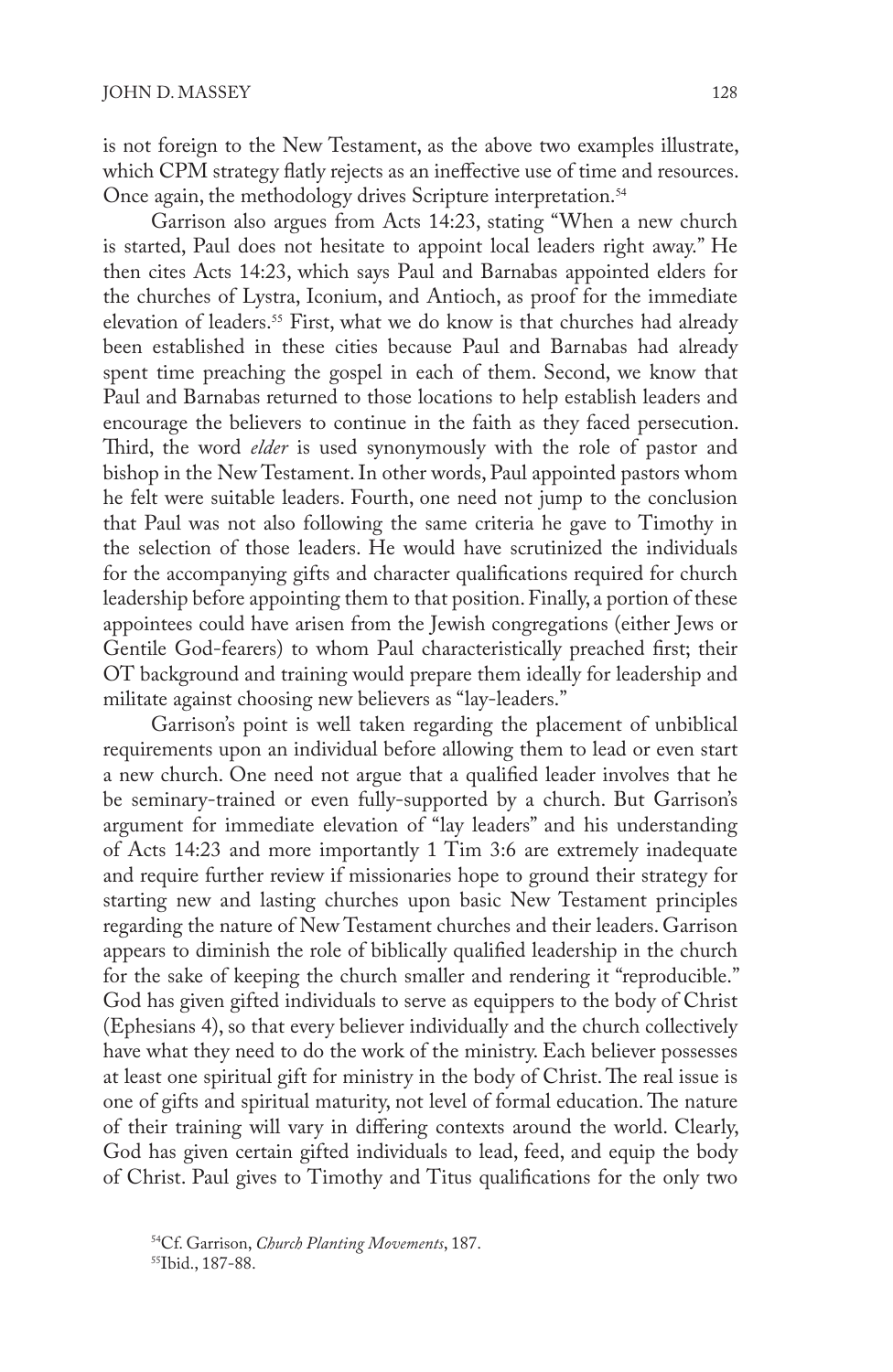is not foreign to the New Testament, as the above two examples illustrate, which CPM strategy flatly rejects as an ineffective use of time and resources. Once again, the methodology drives Scripture interpretation.[54]

Garrison also argues from Acts 14:23, stating "When a new church is started, Paul does not hesitate to appoint local leaders right away." He then cites Acts 14:23, which says Paul and Barnabas appointed elders for the churches of Lystra, Iconium, and Antioch, as proof for the immediate elevation of leaders.[55] First, what we do know is that churches had already been established in these cities because Paul and Barnabas had already spent time preaching the gospel in each of them. Second, we know that Paul and Barnabas returned to those locations to help establish leaders and encourage the believers to continue in the faith as they faced persecution. Third, the word *elder* is used synonymously with the role of pastor and bishop in the New Testament. In other words, Paul appointed pastors whom he felt were suitable leaders. Fourth, one need not jump to the conclusion that Paul was not also following the same criteria he gave to Timothy in the selection of those leaders. He would have scrutinized the individuals for the accompanying gifts and character qualifications required for church leadership before appointing them to that position. Finally, a portion of these appointees could have arisen from the Jewish congregations (either Jews or Gentile God-fearers) to whom Paul characteristically preached first; their OT background and training would prepare them ideally for leadership and militate against choosing new believers as "lay-leaders."

Garrison's point is well taken regarding the placement of unbiblical requirements upon an individual before allowing them to lead or even start a new church. One need not argue that a qualified leader involves that he be seminary-trained or even fully-supported by a church. But Garrison's argument for immediate elevation of "lay leaders" and his understanding of Acts 14:23 and more importantly 1 Tim 3:6 are extremely inadequate and require further review if missionaries hope to ground their strategy for starting new and lasting churches upon basic New Testament principles regarding the nature of New Testament churches and their leaders. Garrison appears to diminish the role of biblically qualified leadership in the church for the sake of keeping the church smaller and rendering it "reproducible." God has given gifted individuals to serve as equippers to the body of Christ (Ephesians 4), so that every believer individually and the church collectively have what they need to do the work of the ministry. Each believer possesses at least one spiritual gift for ministry in the body of Christ. The real issue is one of gifts and spiritual maturity, not level of formal education. The nature of their training will vary in differing contexts around the world. Clearly, God has given certain gifted individuals to lead, feed, and equip the body of Christ. Paul gives to Timothy and Titus qualifications for the only two

[54]Cf. Garrison, *Church Planting Movements*, 187.

[55]Ibid., 187-88.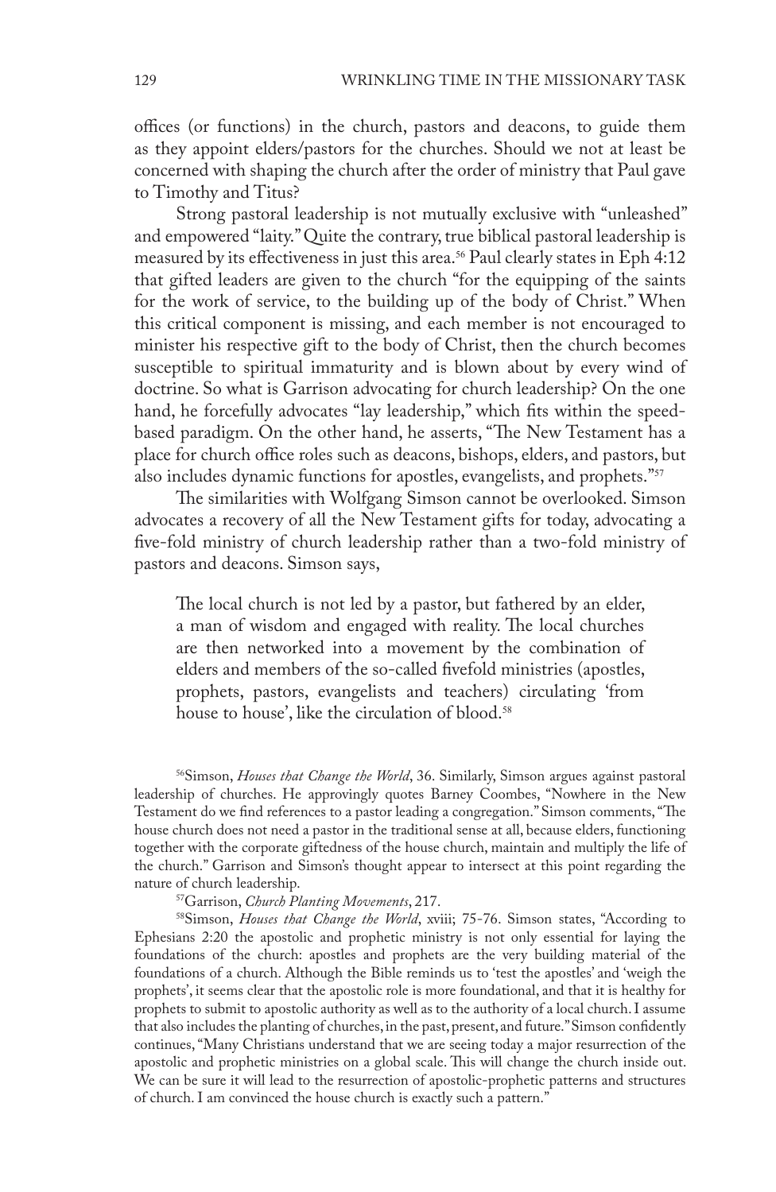offices (or functions) in the church, pastors and deacons, to guide them as they appoint elders/pastors for the churches. Should we not at least be concerned with shaping the church after the order of ministry that Paul gave to Timothy and Titus?

Strong pastoral leadership is not mutually exclusive with "unleashed" and empowered "laity." Quite the contrary, true biblical pastoral leadership is measured by its effectiveness in just this area.[56] Paul clearly states in Eph 4:12 that gifted leaders are given to the church "for the equipping of the saints for the work of service, to the building up of the body of Christ." When this critical component is missing, and each member is not encouraged to minister his respective gift to the body of Christ, then the church becomes susceptible to spiritual immaturity and is blown about by every wind of doctrine. So what is Garrison advocating for church leadership? On the one hand, he forcefully advocates "lay leadership," which fits within the speed-based paradigm. On the other hand, he asserts, "The New Testament has a place for church office roles such as deacons, bishops, elders, and pastors, but also includes dynamic functions for apostles, evangelists, and prophets."[57]

The similarities with Wolfgang Simson cannot be overlooked. Simson advocates a recovery of all the New Testament gifts for today, advocating a five-fold ministry of church leadership rather than a two-fold ministry of pastors and deacons. Simson says,

> The local church is not led by a pastor, but fathered by an elder, a man of wisdom and engaged with reality. The local churches are then networked into a movement by the combination of elders and members of the so-called fivefold ministries (apostles, prophets, pastors, evangelists and teachers) circulating 'from house to house', like the circulation of blood.[58]

[56]Simson, *Houses that Change the World*, 36. Similarly, Simson argues against pastoral leadership of churches. He approvingly quotes Barney Coombes, "Nowhere in the New Testament do we find references to a pastor leading a congregation." Simson comments, "The house church does not need a pastor in the traditional sense at all, because elders, functioning together with the corporate giftedness of the house church, maintain and multiply the life of the church." Garrison and Simson's thought appear to intersect at this point regarding the nature of church leadership.

[57]Garrison, *Church Planting Movements*, 217.

[58]Simson, *Houses that Change the World*, xviii; 75-76. Simson states, "According to Ephesians 2:20 the apostolic and prophetic ministry is not only essential for laying the foundations of the church: apostles and prophets are the very building material of the foundations of a church. Although the Bible reminds us to 'test the apostles' and 'weigh the prophets', it seems clear that the apostolic role is more foundational, and that it is healthy for prophets to submit to apostolic authority as well as to the authority of a local church. I assume that also includes the planting of churches, in the past, present, and future." Simson confidently continues, "Many Christians understand that we are seeing today a major resurrection of the apostolic and prophetic ministries on a global scale. This will change the church inside out. We can be sure it will lead to the resurrection of apostolic-prophetic patterns and structures of church. I am convinced the house church is exactly such a pattern."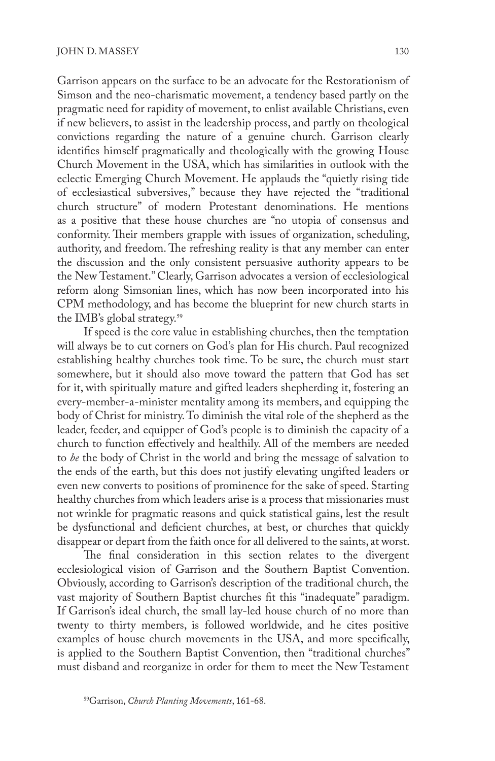Garrison appears on the surface to be an advocate for the Restorationism of Simson and the neo-charismatic movement, a tendency based partly on the pragmatic need for rapidity of movement, to enlist available Christians, even if new believers, to assist in the leadership process, and partly on theological convictions regarding the nature of a genuine church. Garrison clearly identifies himself pragmatically and theologically with the growing House Church Movement in the USA, which has similarities in outlook with the eclectic Emerging Church Movement. He applauds the "quietly rising tide of ecclesiastical subversives," because they have rejected the "traditional church structure" of modern Protestant denominations. He mentions as a positive that these house churches are "no utopia of consensus and conformity. Their members grapple with issues of organization, scheduling, authority, and freedom. The refreshing reality is that any member can enter the discussion and the only consistent persuasive authority appears to be the New Testament." Clearly, Garrison advocates a version of ecclesiological reform along Simsonian lines, which has now been incorporated into his CPM methodology, and has become the blueprint for new church starts in the IMB's global strategy.[59]

If speed is the core value in establishing churches, then the temptation will always be to cut corners on God's plan for His church. Paul recognized establishing healthy churches took time. To be sure, the church must start somewhere, but it should also move toward the pattern that God has set for it, with spiritually mature and gifted leaders shepherding it, fostering an every-member-a-minister mentality among its members, and equipping the body of Christ for ministry. To diminish the vital role of the shepherd as the leader, feeder, and equipper of God's people is to diminish the capacity of a church to function effectively and healthily. All of the members are needed to *be* the body of Christ in the world and bring the message of salvation to the ends of the earth, but this does not justify elevating ungifted leaders or even new converts to positions of prominence for the sake of speed. Starting healthy churches from which leaders arise is a process that missionaries must not wrinkle for pragmatic reasons and quick statistical gains, lest the result be dysfunctional and deficient churches, at best, or churches that quickly disappear or depart from the faith once for all delivered to the saints, at worst.

The final consideration in this section relates to the divergent ecclesiological vision of Garrison and the Southern Baptist Convention. Obviously, according to Garrison's description of the traditional church, the vast majority of Southern Baptist churches fit this "inadequate" paradigm. If Garrison's ideal church, the small lay-led house church of no more than twenty to thirty members, is followed worldwide, and he cites positive examples of house church movements in the USA, and more specifically, is applied to the Southern Baptist Convention, then "traditional churches" must disband and reorganize in order for them to meet the New Testament

[59] Garrison, *Church Planting Movements*, 161-68.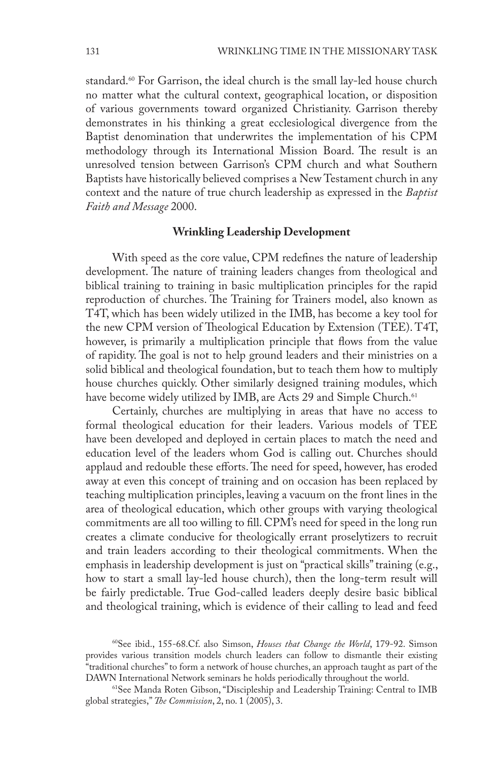standard.[60] For Garrison, the ideal church is the small lay-led house church no matter what the cultural context, geographical location, or disposition of various governments toward organized Christianity. Garrison thereby demonstrates in his thinking a great ecclesiological divergence from the Baptist denomination that underwrites the implementation of his CPM methodology through its International Mission Board. The result is an unresolved tension between Garrison's CPM church and what Southern Baptists have historically believed comprises a New Testament church in any context and the nature of true church leadership as expressed in the *Baptist Faith and Message* 2000.

## Wrinkling Leadership Development

With speed as the core value, CPM redefines the nature of leadership development. The nature of training leaders changes from theological and biblical training to training in basic multiplication principles for the rapid reproduction of churches. The Training for Trainers model, also known as T4T, which has been widely utilized in the IMB, has become a key tool for the new CPM version of Theological Education by Extension (TEE). T4T, however, is primarily a multiplication principle that flows from the value of rapidity. The goal is not to help ground leaders and their ministries on a solid biblical and theological foundation, but to teach them how to multiply house churches quickly. Other similarly designed training modules, which have become widely utilized by IMB, are Acts 29 and Simple Church.[61]

Certainly, churches are multiplying in areas that have no access to formal theological education for their leaders. Various models of TEE have been developed and deployed in certain places to match the need and education level of the leaders whom God is calling out. Churches should applaud and redouble these efforts. The need for speed, however, has eroded away at even this concept of training and on occasion has been replaced by teaching multiplication principles, leaving a vacuum on the front lines in the area of theological education, which other groups with varying theological commitments are all too willing to fill. CPM's need for speed in the long run creates a climate conducive for theologically errant proselytizers to recruit and train leaders according to their theological commitments. When the emphasis in leadership development is just on "practical skills" training (e.g., how to start a small lay-led house church), then the long-term result will be fairly predictable. True God-called leaders deeply desire basic biblical and theological training, which is evidence of their calling to lead and feed

[60]See ibid., 155-68.Cf. also Simson, *Houses that Change the World*, 179-92. Simson provides various transition models church leaders can follow to dismantle their existing "traditional churches" to form a network of house churches, an approach taught as part of the DAWN International Network seminars he holds periodically throughout the world.

[61]See Manda Roten Gibson, "Discipleship and Leadership Training: Central to IMB global strategies," *The Commission*, 2, no. 1 (2005), 3.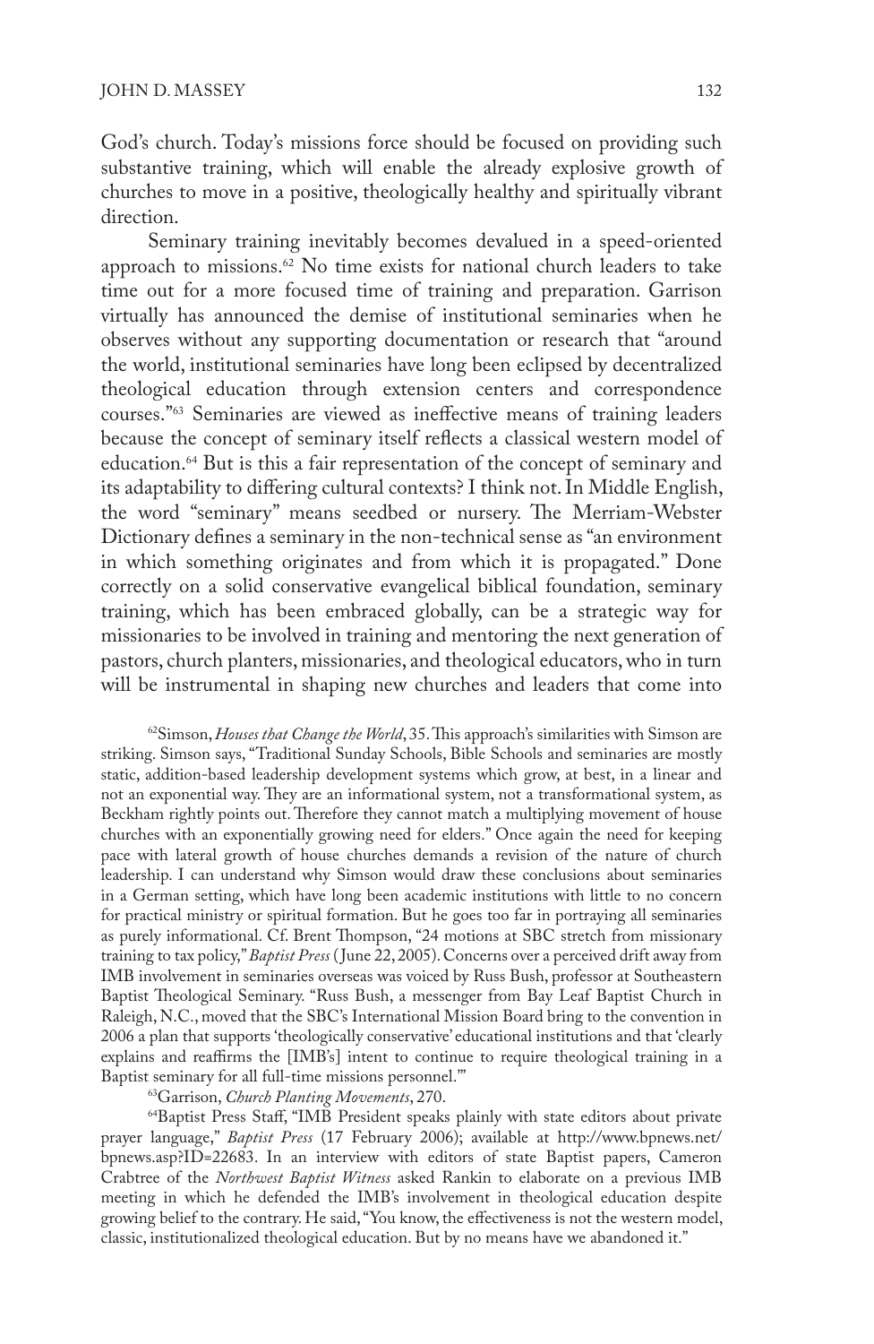God's church. Today's missions force should be focused on providing such substantive training, which will enable the already explosive growth of churches to move in a positive, theologically healthy and spiritually vibrant direction.

Seminary training inevitably becomes devalued in a speed-oriented approach to missions.[62] No time exists for national church leaders to take time out for a more focused time of training and preparation. Garrison virtually has announced the demise of institutional seminaries when he observes without any supporting documentation or research that "around the world, institutional seminaries have long been eclipsed by decentralized theological education through extension centers and correspondence courses."[63] Seminaries are viewed as ineffective means of training leaders because the concept of seminary itself reflects a classical western model of education.[64] But is this a fair representation of the concept of seminary and its adaptability to differing cultural contexts? I think not. In Middle English, the word "seminary" means seedbed or nursery. The Merriam-Webster Dictionary defines a seminary in the non-technical sense as "an environment in which something originates and from which it is propagated." Done correctly on a solid conservative evangelical biblical foundation, seminary training, which has been embraced globally, can be a strategic way for missionaries to be involved in training and mentoring the next generation of pastors, church planters, missionaries, and theological educators, who in turn will be instrumental in shaping new churches and leaders that come into

[62]Simson, *Houses that Change the World*, 35. This approach's similarities with Simson are striking. Simson says, "Traditional Sunday Schools, Bible Schools and seminaries are mostly static, addition-based leadership development systems which grow, at best, in a linear and not an exponential way. They are an informational system, not a transformational system, as Beckham rightly points out. Therefore they cannot match a multiplying movement of house churches with an exponentially growing need for elders." Once again the need for keeping pace with lateral growth of house churches demands a revision of the nature of church leadership. I can understand why Simson would draw these conclusions about seminaries in a German setting, which have long been academic institutions with little to no concern for practical ministry or spiritual formation. But he goes too far in portraying all seminaries as purely informational. Cf. Brent Thompson, "24 motions at SBC stretch from missionary training to tax policy," *Baptist Press* (June 22, 2005). Concerns over a perceived drift away from IMB involvement in seminaries overseas was voiced by Russ Bush, professor at Southeastern Baptist Theological Seminary. "Russ Bush, a messenger from Bay Leaf Baptist Church in Raleigh, N.C., moved that the SBC's International Mission Board bring to the convention in 2006 a plan that supports 'theologically conservative' educational institutions and that 'clearly explains and reaffirms the [IMB's] intent to continue to require theological training in a Baptist seminary for all full-time missions personnel.'"

[63]Garrison, *Church Planting Movements*, 270.

[64]Baptist Press Staff, "IMB President speaks plainly with state editors about private prayer language," *Baptist Press* (17 February 2006); available at http://www.bpnews.net/bpnews.asp?ID=22683. In an interview with editors of state Baptist papers, Cameron Crabtree of the *Northwest Baptist Witness* asked Rankin to elaborate on a previous IMB meeting in which he defended the IMB's involvement in theological education despite growing belief to the contrary. He said, "You know, the effectiveness is not the western model, classic, institutionalized theological education. But by no means have we abandoned it."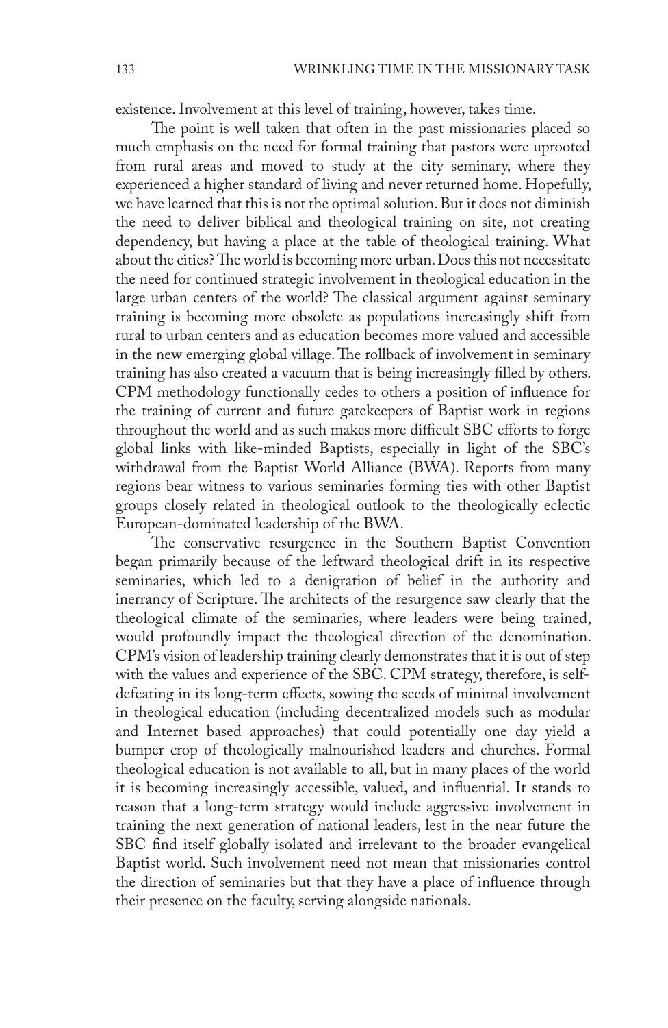existence. Involvement at this level of training, however, takes time.

The point is well taken that often in the past missionaries placed so much emphasis on the need for formal training that pastors were uprooted from rural areas and moved to study at the city seminary, where they experienced a higher standard of living and never returned home. Hopefully, we have learned that this is not the optimal solution. But it does not diminish the need to deliver biblical and theological training on site, not creating dependency, but having a place at the table of theological training. What about the cities? The world is becoming more urban. Does this not necessitate the need for continued strategic involvement in theological education in the large urban centers of the world? The classical argument against seminary training is becoming more obsolete as populations increasingly shift from rural to urban centers and as education becomes more valued and accessible in the new emerging global village. The rollback of involvement in seminary training has also created a vacuum that is being increasingly filled by others. CPM methodology functionally cedes to others a position of influence for the training of current and future gatekeepers of Baptist work in regions throughout the world and as such makes more difficult SBC efforts to forge global links with like-minded Baptists, especially in light of the SBC's withdrawal from the Baptist World Alliance (BWA). Reports from many regions bear witness to various seminaries forming ties with other Baptist groups closely related in theological outlook to the theologically eclectic European-dominated leadership of the BWA.

The conservative resurgence in the Southern Baptist Convention began primarily because of the leftward theological drift in its respective seminaries, which led to a denigration of belief in the authority and inerrancy of Scripture. The architects of the resurgence saw clearly that the theological climate of the seminaries, where leaders were being trained, would profoundly impact the theological direction of the denomination. CPM's vision of leadership training clearly demonstrates that it is out of step with the values and experience of the SBC. CPM strategy, therefore, is self-defeating in its long-term effects, sowing the seeds of minimal involvement in theological education (including decentralized models such as modular and Internet based approaches) that could potentially one day yield a bumper crop of theologically malnourished leaders and churches. Formal theological education is not available to all, but in many places of the world it is becoming increasingly accessible, valued, and influential. It stands to reason that a long-term strategy would include aggressive involvement in training the next generation of national leaders, lest in the near future the SBC find itself globally isolated and irrelevant to the broader evangelical Baptist world. Such involvement need not mean that missionaries control the direction of seminaries but that they have a place of influence through their presence on the faculty, serving alongside nationals.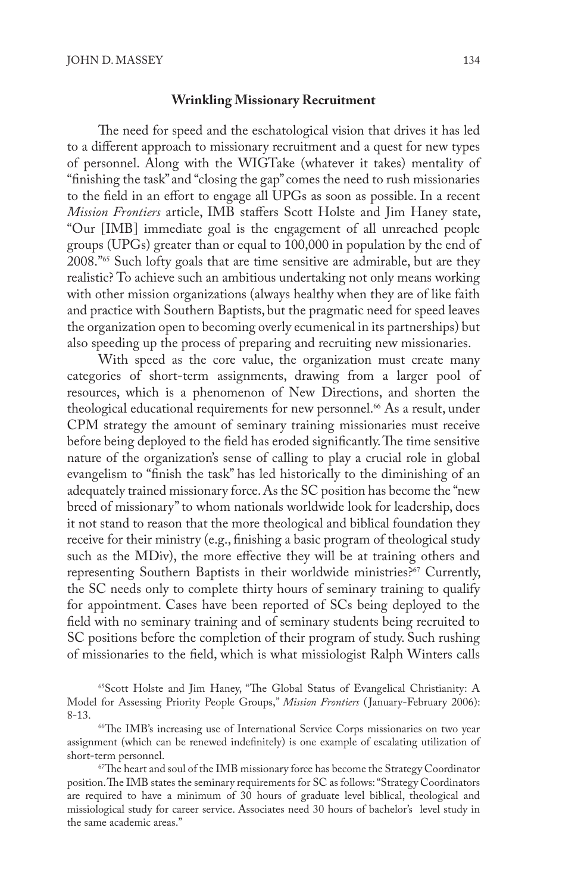### Wrinkling Missionary Recruitment

The need for speed and the eschatological vision that drives it has led to a different approach to missionary recruitment and a quest for new types of personnel. Along with the WIGTake (whatever it takes) mentality of "finishing the task" and "closing the gap" comes the need to rush missionaries to the field in an effort to engage all UPGs as soon as possible. In a recent *Mission Frontiers* article, IMB staffers Scott Holste and Jim Haney state, "Our [IMB] immediate goal is the engagement of all unreached people groups (UPGs) greater than or equal to 100,000 in population by the end of 2008."[65] Such lofty goals that are time sensitive are admirable, but are they realistic? To achieve such an ambitious undertaking not only means working with other mission organizations (always healthy when they are of like faith and practice with Southern Baptists, but the pragmatic need for speed leaves the organization open to becoming overly ecumenical in its partnerships) but also speeding up the process of preparing and recruiting new missionaries.

With speed as the core value, the organization must create many categories of short-term assignments, drawing from a larger pool of resources, which is a phenomenon of New Directions, and shorten the theological educational requirements for new personnel.[66] As a result, under CPM strategy the amount of seminary training missionaries must receive before being deployed to the field has eroded significantly. The time sensitive nature of the organization's sense of calling to play a crucial role in global evangelism to "finish the task" has led historically to the diminishing of an adequately trained missionary force. As the SC position has become the "new breed of missionary" to whom nationals worldwide look for leadership, does it not stand to reason that the more theological and biblical foundation they receive for their ministry (e.g., finishing a basic program of theological study such as the MDiv), the more effective they will be at training others and representing Southern Baptists in their worldwide ministries?[67] Currently, the SC needs only to complete thirty hours of seminary training to qualify for appointment. Cases have been reported of SCs being deployed to the field with no seminary training and of seminary students being recruited to SC positions before the completion of their program of study. Such rushing of missionaries to the field, which is what missiologist Ralph Winters calls

---

[65] Scott Holste and Jim Haney, "The Global Status of Evangelical Christianity: A Model for Assessing Priority People Groups," *Mission Frontiers* (January-February 2006): 8-13.

[66] The IMB's increasing use of International Service Corps missionaries on two year assignment (which can be renewed indefinitely) is one example of escalating utilization of short-term personnel.

[67] The heart and soul of the IMB missionary force has become the Strategy Coordinator position. The IMB states the seminary requirements for SC as follows: "Strategy Coordinators are required to have a minimum of 30 hours of graduate level biblical, theological and missiological study for career service. Associates need 30 hours of bachelor's level study in the same academic areas."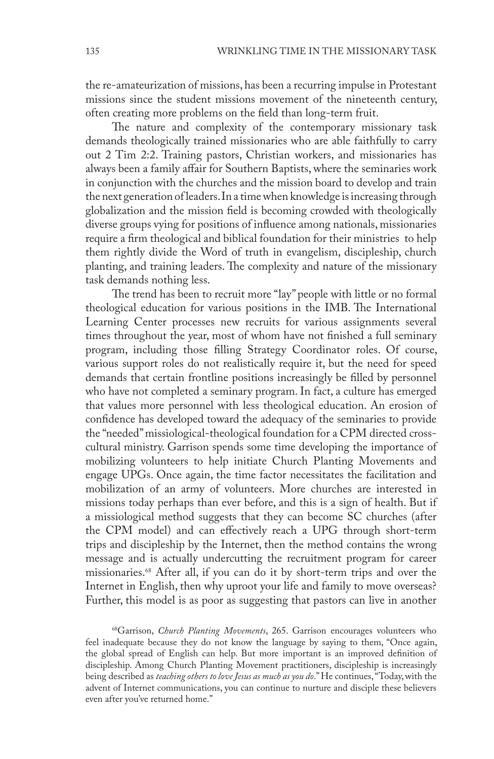the re-amateurization of missions, has been a recurring impulse in Protestant missions since the student missions movement of the nineteenth century, often creating more problems on the field than long-term fruit.

The nature and complexity of the contemporary missionary task demands theologically trained missionaries who are able faithfully to carry out 2 Tim 2:2. Training pastors, Christian workers, and missionaries has always been a family affair for Southern Baptists, where the seminaries work in conjunction with the churches and the mission board to develop and train the next generation of leaders. In a time when knowledge is increasing through globalization and the mission field is becoming crowded with theologically diverse groups vying for positions of influence among nationals, missionaries require a firm theological and biblical foundation for their ministries to help them rightly divide the Word of truth in evangelism, discipleship, church planting, and training leaders. The complexity and nature of the missionary task demands nothing less.

The trend has been to recruit more "lay" people with little or no formal theological education for various positions in the IMB. The International Learning Center processes new recruits for various assignments several times throughout the year, most of whom have not finished a full seminary program, including those filling Strategy Coordinator roles. Of course, various support roles do not realistically require it, but the need for speed demands that certain frontline positions increasingly be filled by personnel who have not completed a seminary program. In fact, a culture has emerged that values more personnel with less theological education. An erosion of confidence has developed toward the adequacy of the seminaries to provide the "needed" missiological-theological foundation for a CPM directed cross-cultural ministry. Garrison spends some time developing the importance of mobilizing volunteers to help initiate Church Planting Movements and engage UPGs. Once again, the time factor necessitates the facilitation and mobilization of an army of volunteers. More churches are interested in missions today perhaps than ever before, and this is a sign of health. But if a missiological method suggests that they can become SC churches (after the CPM model) and can effectively reach a UPG through short-term trips and discipleship by the Internet, then the method contains the wrong message and is actually undercutting the recruitment program for career missionaries.[68] After all, if you can do it by short-term trips and over the Internet in English, then why uproot your life and family to move overseas? Further, this model is as poor as suggesting that pastors can live in another

[68]Garrison, *Church Planting Movements*, 265. Garrison encourages volunteers who feel inadequate because they do not know the language by saying to them, "Once again, the global spread of English can help. But more important is an improved definition of discipleship. Among Church Planting Movement practitioners, discipleship is increasingly being described as *teaching others to love Jesus as much as you do*." He continues, "Today, with the advent of Internet communications, you can continue to nurture and disciple these believers even after you've returned home."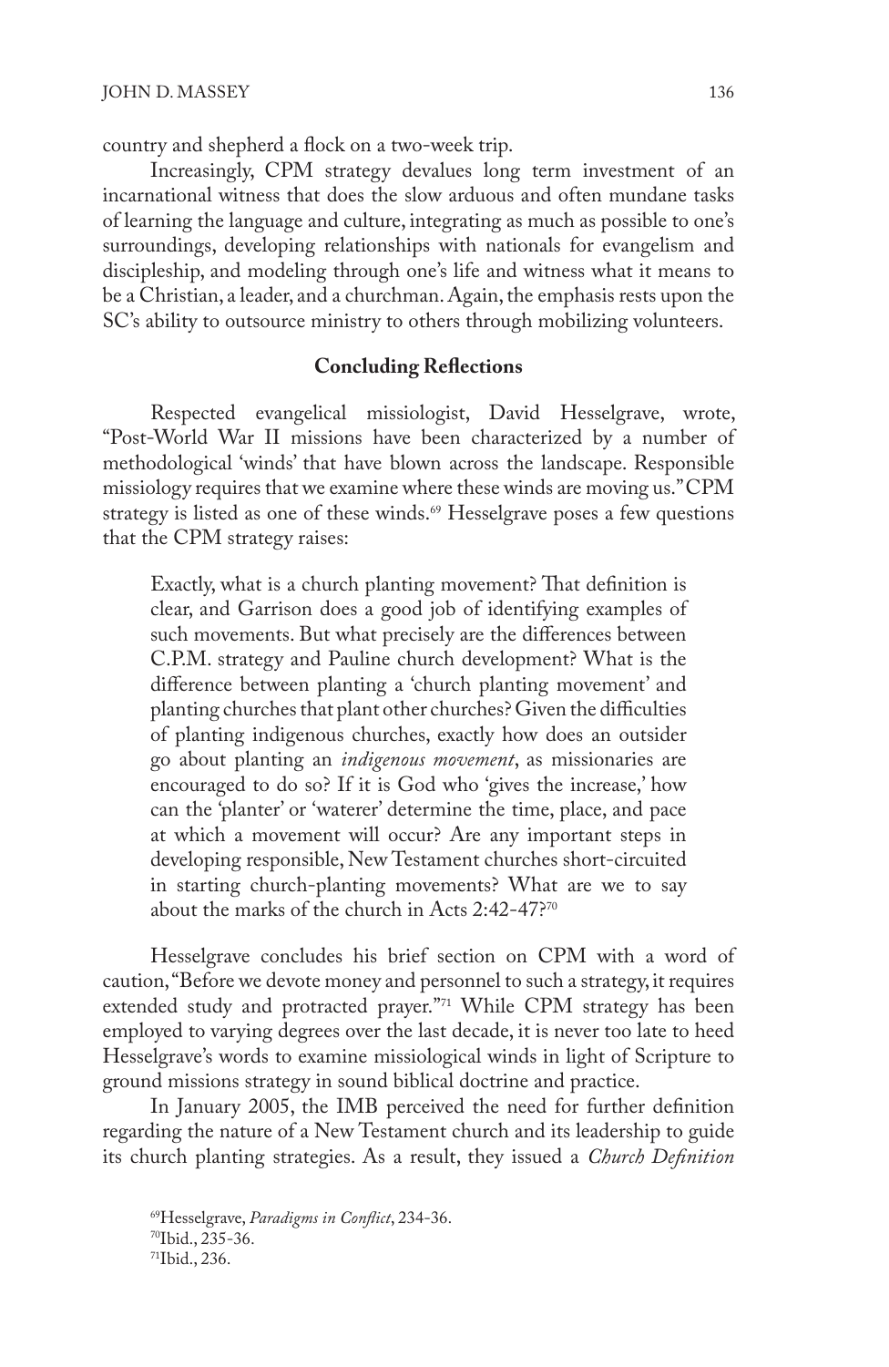country and shepherd a flock on a two-week trip.

Increasingly, CPM strategy devalues long term investment of an incarnational witness that does the slow arduous and often mundane tasks of learning the language and culture, integrating as much as possible to one's surroundings, developing relationships with nationals for evangelism and discipleship, and modeling through one's life and witness what it means to be a Christian, a leader, and a churchman. Again, the emphasis rests upon the SC's ability to outsource ministry to others through mobilizing volunteers.

### Concluding Reflections

Respected evangelical missiologist, David Hesselgrave, wrote, "Post-World War II missions have been characterized by a number of methodological 'winds' that have blown across the landscape. Responsible missiology requires that we examine where these winds are moving us." CPM strategy is listed as one of these winds.[69] Hesselgrave poses a few questions that the CPM strategy raises:

> Exactly, what is a church planting movement? That definition is clear, and Garrison does a good job of identifying examples of such movements. But what precisely are the differences between C.P.M. strategy and Pauline church development? What is the difference between planting a 'church planting movement' and planting churches that plant other churches? Given the difficulties of planting indigenous churches, exactly how does an outsider go about planting an *indigenous movement*, as missionaries are encouraged to do so? If it is God who 'gives the increase,' how can the 'planter' or 'waterer' determine the time, place, and pace at which a movement will occur? Are any important steps in developing responsible, New Testament churches short-circuited in starting church-planting movements? What are we to say about the marks of the church in Acts 2:42-47?[70]

Hesselgrave concludes his brief section on CPM with a word of caution, "Before we devote money and personnel to such a strategy, it requires extended study and protracted prayer."[71] While CPM strategy has been employed to varying degrees over the last decade, it is never too late to heed Hesselgrave's words to examine missiological winds in light of Scripture to ground missions strategy in sound biblical doctrine and practice.

In January 2005, the IMB perceived the need for further definition regarding the nature of a New Testament church and its leadership to guide its church planting strategies. As a result, they issued a *Church Definition*

[69] Hesselgrave, *Paradigms in Conflict*, 234-36.
[70] Ibid., 235-36.
[71] Ibid., 236.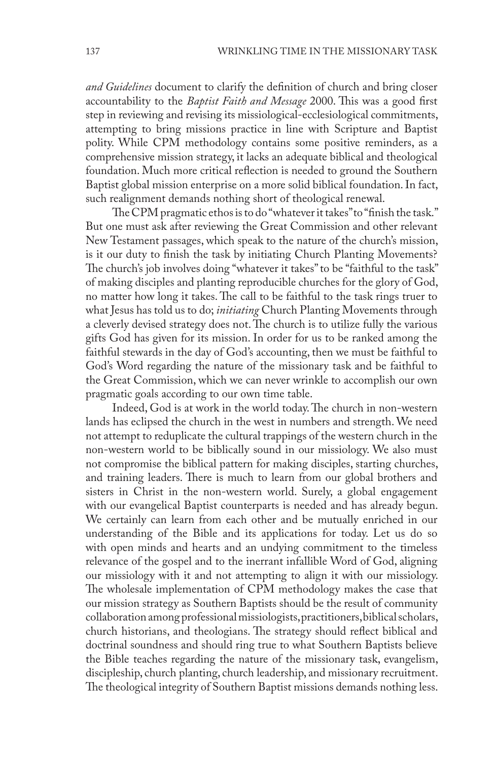*and Guidelines* document to clarify the definition of church and bring closer accountability to the *Baptist Faith and Message* 2000. This was a good first step in reviewing and revising its missiological-ecclesiological commitments, attempting to bring missions practice in line with Scripture and Baptist polity. While CPM methodology contains some positive reminders, as a comprehensive mission strategy, it lacks an adequate biblical and theological foundation. Much more critical reflection is needed to ground the Southern Baptist global mission enterprise on a more solid biblical foundation. In fact, such realignment demands nothing short of theological renewal.

The CPM pragmatic ethos is to do "whatever it takes" to "finish the task." But one must ask after reviewing the Great Commission and other relevant New Testament passages, which speak to the nature of the church's mission, is it our duty to finish the task by initiating Church Planting Movements? The church's job involves doing "whatever it takes" to be "faithful to the task" of making disciples and planting reproducible churches for the glory of God, no matter how long it takes. The call to be faithful to the task rings truer to what Jesus has told us to do; *initiating* Church Planting Movements through a cleverly devised strategy does not. The church is to utilize fully the various gifts God has given for its mission. In order for us to be ranked among the faithful stewards in the day of God's accounting, then we must be faithful to God's Word regarding the nature of the missionary task and be faithful to the Great Commission, which we can never wrinkle to accomplish our own pragmatic goals according to our own time table.

Indeed, God is at work in the world today. The church in non-western lands has eclipsed the church in the west in numbers and strength. We need not attempt to reduplicate the cultural trappings of the western church in the non-western world to be biblically sound in our missiology. We also must not compromise the biblical pattern for making disciples, starting churches, and training leaders. There is much to learn from our global brothers and sisters in Christ in the non-western world. Surely, a global engagement with our evangelical Baptist counterparts is needed and has already begun. We certainly can learn from each other and be mutually enriched in our understanding of the Bible and its applications for today. Let us do so with open minds and hearts and an undying commitment to the timeless relevance of the gospel and to the inerrant infallible Word of God, aligning our missiology with it and not attempting to align it with our missiology. The wholesale implementation of CPM methodology makes the case that our mission strategy as Southern Baptists should be the result of community collaboration among professional missiologists, practitioners, biblical scholars, church historians, and theologians. The strategy should reflect biblical and doctrinal soundness and should ring true to what Southern Baptists believe the Bible teaches regarding the nature of the missionary task, evangelism, discipleship, church planting, church leadership, and missionary recruitment. The theological integrity of Southern Baptist missions demands nothing less.